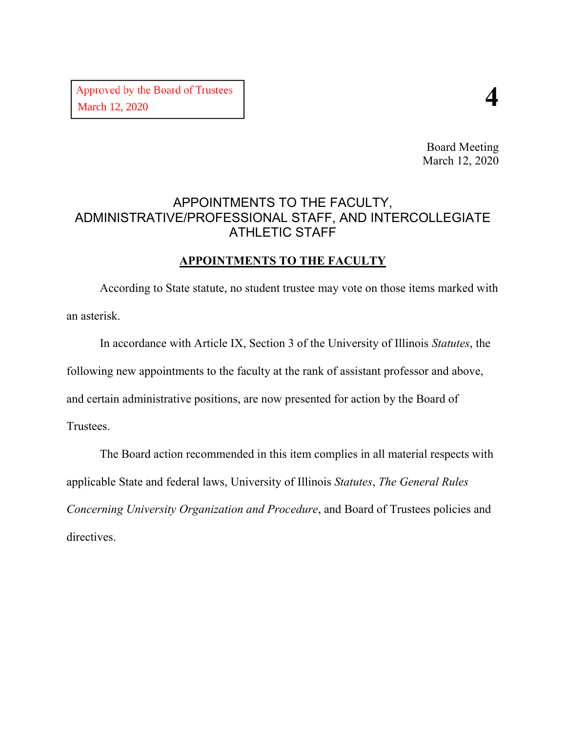Approved by the Board of Trustees
March 12, 2020

**4**

Board Meeting
March 12, 2020

# APPOINTMENTS TO THE FACULTY, ADMINISTRATIVE/PROFESSIONAL STAFF, AND INTERCOLLEGIATE ATHLETIC STAFF

## APPOINTMENTS TO THE FACULTY

According to State statute, no student trustee may vote on those items marked with an asterisk.

In accordance with Article IX, Section 3 of the University of Illinois *Statutes*, the following new appointments to the faculty at the rank of assistant professor and above, and certain administrative positions, are now presented for action by the Board of Trustees.

The Board action recommended in this item complies in all material respects with applicable State and federal laws, University of Illinois *Statutes*, *The General Rules Concerning University Organization and Procedure*, and Board of Trustees policies and directives.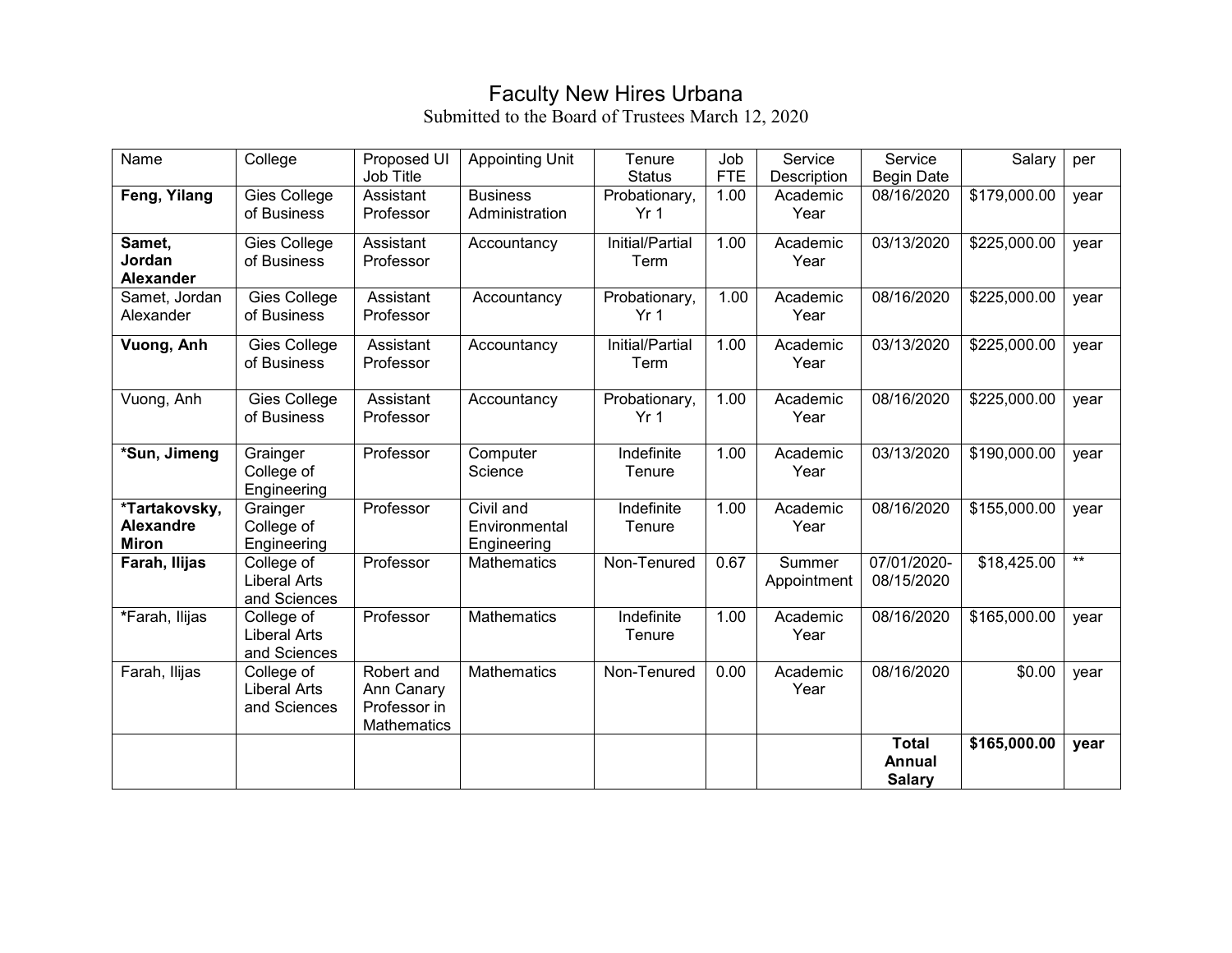# Faculty New Hires Urbana

Submitted to the Board of Trustees March 12, 2020

| Name | College | Proposed UI Job Title | Appointing Unit | Tenure Status | Job FTE | Service Description | Service Begin Date | Salary | per |
|---|---|---|---|---|---|---|---|---|---|
| **Feng, Yilang** | Gies College of Business | Assistant Professor | Business Administration | Probationary, Yr 1 | 1.00 | Academic Year | 08/16/2020 | $179,000.00 | year |
| **Samet, Jordan Alexander** | Gies College of Business | Assistant Professor | Accountancy | Initial/Partial Term | 1.00 | Academic Year | 03/13/2020 | $225,000.00 | year |
| Samet, Jordan Alexander | Gies College of Business | Assistant Professor | Accountancy | Probationary, Yr 1 | 1.00 | Academic Year | 08/16/2020 | $225,000.00 | year |
| **Vuong, Anh** | Gies College of Business | Assistant Professor | Accountancy | Initial/Partial Term | 1.00 | Academic Year | 03/13/2020 | $225,000.00 | year |
| Vuong, Anh | Gies College of Business | Assistant Professor | Accountancy | Probationary, Yr 1 | 1.00 | Academic Year | 08/16/2020 | $225,000.00 | year |
| **\*Sun, Jimeng** | Grainger College of Engineering | Professor | Computer Science | Indefinite Tenure | 1.00 | Academic Year | 03/13/2020 | $190,000.00 | year |
| **\*Tartakovsky, Alexandre Miron** | Grainger College of Engineering | Professor | Civil and Environmental Engineering | Indefinite Tenure | 1.00 | Academic Year | 08/16/2020 | $155,000.00 | year |
| **Farah, Ilijas** | College of Liberal Arts and Sciences | Professor | Mathematics | Non-Tenured | 0.67 | Summer Appointment | 07/01/2020-08/15/2020 | $18,425.00 | ** |
| *Farah, Ilijas | College of Liberal Arts and Sciences | Professor | Mathematics | Indefinite Tenure | 1.00 | Academic Year | 08/16/2020 | $165,000.00 | year |
| Farah, Ilijas | College of Liberal Arts and Sciences | Robert and Ann Canary Professor in Mathematics | Mathematics | Non-Tenured | 0.00 | Academic Year | 08/16/2020 | $0.00 | year |
| | | | | | | | **Total Annual Salary** | **$165,000.00** | **year** |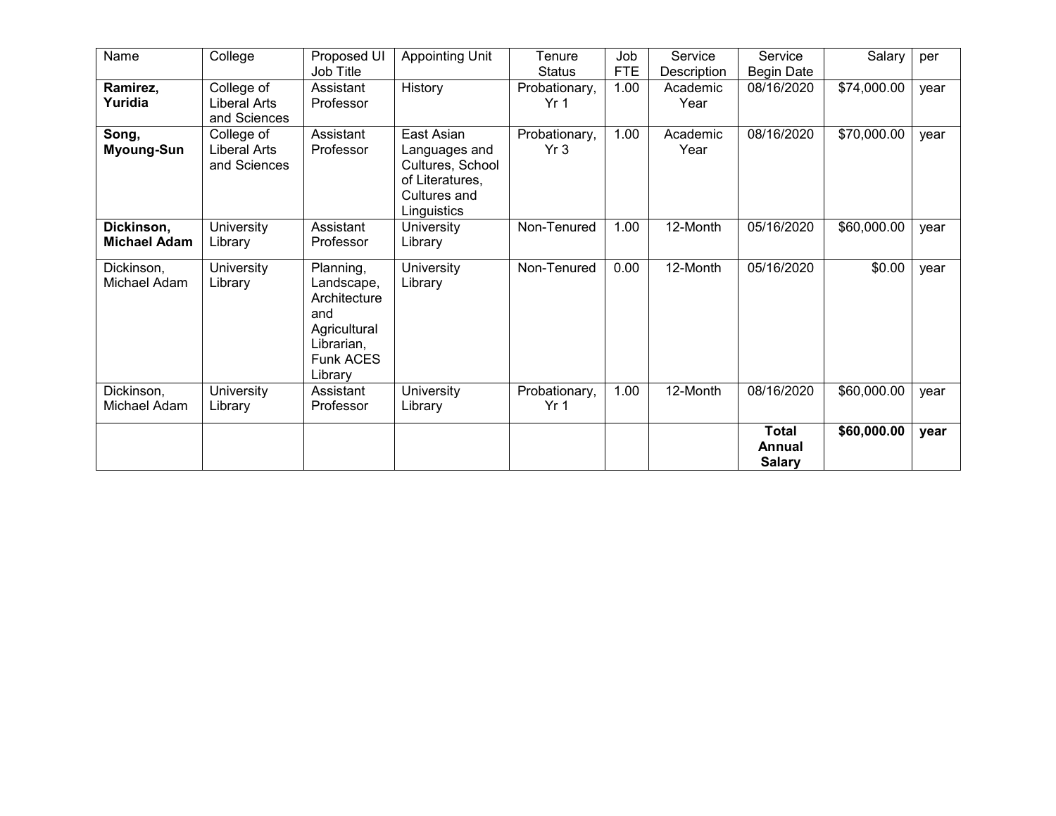| Name | College | Proposed UI Job Title | Appointing Unit | Tenure Status | Job FTE | Service Description | Service Begin Date | Salary | per |
|---|---|---|---|---|---|---|---|---|---|
| **Ramirez, Yuridia** | College of Liberal Arts and Sciences | Assistant Professor | History | Probationary, Yr 1 | 1.00 | Academic Year | 08/16/2020 | $74,000.00 | year |
| **Song, Myoung-Sun** | College of Liberal Arts and Sciences | Assistant Professor | East Asian Languages and Cultures, School of Literatures, Cultures and Linguistics | Probationary, Yr 3 | 1.00 | Academic Year | 08/16/2020 | $70,000.00 | year |
| **Dickinson, Michael Adam** | University Library | Assistant Professor | University Library | Non-Tenured | 1.00 | 12-Month | 05/16/2020 | $60,000.00 | year |
| Dickinson, Michael Adam | University Library | Planning, Landscape, Architecture and Agricultural Librarian, Funk ACES Library | University Library | Non-Tenured | 0.00 | 12-Month | 05/16/2020 | $0.00 | year |
| Dickinson, Michael Adam | University Library | Assistant Professor | University Library | Probationary, Yr 1 | 1.00 | 12-Month | 08/16/2020 | $60,000.00 | year |
| | | | | | | | **Total Annual Salary** | **$60,000.00** | **year** |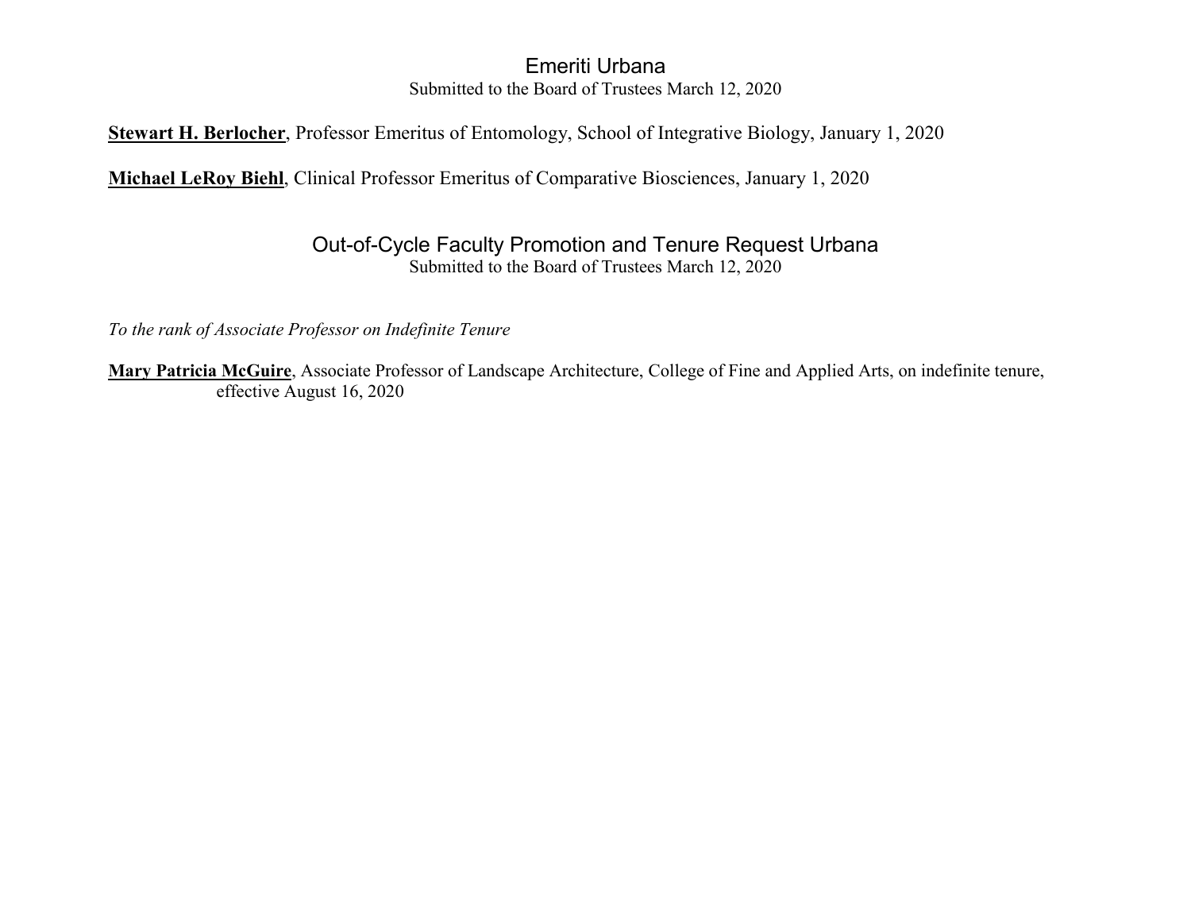## Emeriti Urbana

Submitted to the Board of Trustees March 12, 2020

**Stewart H. Berlocher**, Professor Emeritus of Entomology, School of Integrative Biology, January 1, 2020

**Michael LeRoy Biehl**, Clinical Professor Emeritus of Comparative Biosciences, January 1, 2020

## Out-of-Cycle Faculty Promotion and Tenure Request Urbana

Submitted to the Board of Trustees March 12, 2020

*To the rank of Associate Professor on Indefinite Tenure*

**Mary Patricia McGuire**, Associate Professor of Landscape Architecture, College of Fine and Applied Arts, on indefinite tenure, effective August 16, 2020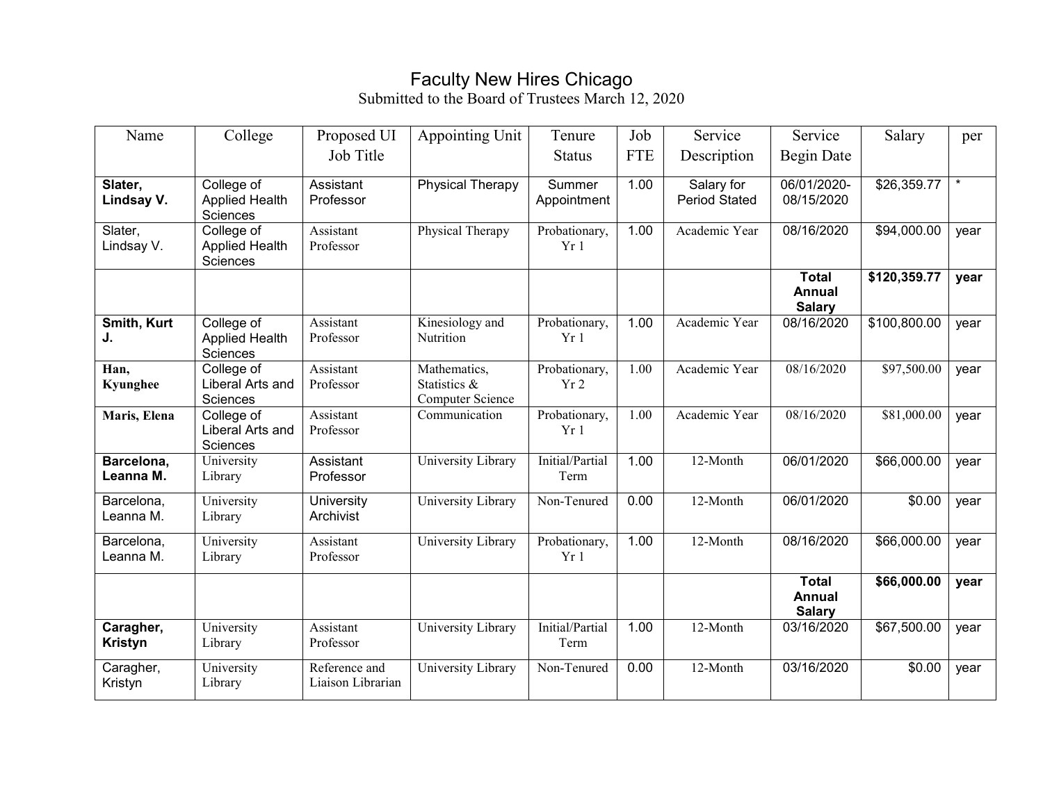# Faculty New Hires Chicago

Submitted to the Board of Trustees March 12, 2020

| Name | College | Proposed UI Job Title | Appointing Unit | Tenure Status | Job FTE | Service Description | Service Begin Date | Salary | per |
|---|---|---|---|---|---|---|---|---|---|
| **Slater, Lindsay V.** | College of Applied Health Sciences | Assistant Professor | Physical Therapy | Summer Appointment | 1.00 | Salary for Period Stated | 06/01/2020-08/15/2020 | $26,359.77 | * |
| Slater, Lindsay V. | College of Applied Health Sciences | Assistant Professor | Physical Therapy | Probationary, Yr 1 | 1.00 | Academic Year | 08/16/2020 | $94,000.00 | year |
| | | | | | | | **Total Annual Salary** | **$120,359.77** | **year** |
| **Smith, Kurt J.** | College of Applied Health Sciences | Assistant Professor | Kinesiology and Nutrition | Probationary, Yr 1 | 1.00 | Academic Year | 08/16/2020 | $100,800.00 | year |
| **Han, Kyunghee** | College of Liberal Arts and Sciences | Assistant Professor | Mathematics, Statistics & Computer Science | Probationary, Yr 2 | 1.00 | Academic Year | 08/16/2020 | $97,500.00 | year |
| **Maris, Elena** | College of Liberal Arts and Sciences | Assistant Professor | Communication | Probationary, Yr 1 | 1.00 | Academic Year | 08/16/2020 | $81,000.00 | year |
| **Barcelona, Leanna M.** | University Library | Assistant Professor | University Library | Initial/Partial Term | 1.00 | 12-Month | 06/01/2020 | $66,000.00 | year |
| Barcelona, Leanna M. | University Library | University Archivist | University Library | Non-Tenured | 0.00 | 12-Month | 06/01/2020 | $0.00 | year |
| Barcelona, Leanna M. | University Library | Assistant Professor | University Library | Probationary, Yr 1 | 1.00 | 12-Month | 08/16/2020 | $66,000.00 | year |
| | | | | | | | **Total Annual Salary** | **$66,000.00** | **year** |
| **Caragher, Kristyn** | University Library | Assistant Professor | University Library | Initial/Partial Term | 1.00 | 12-Month | 03/16/2020 | $67,500.00 | year |
| Caragher, Kristyn | University Library | Reference and Liaison Librarian | University Library | Non-Tenured | 0.00 | 12-Month | 03/16/2020 | $0.00 | year |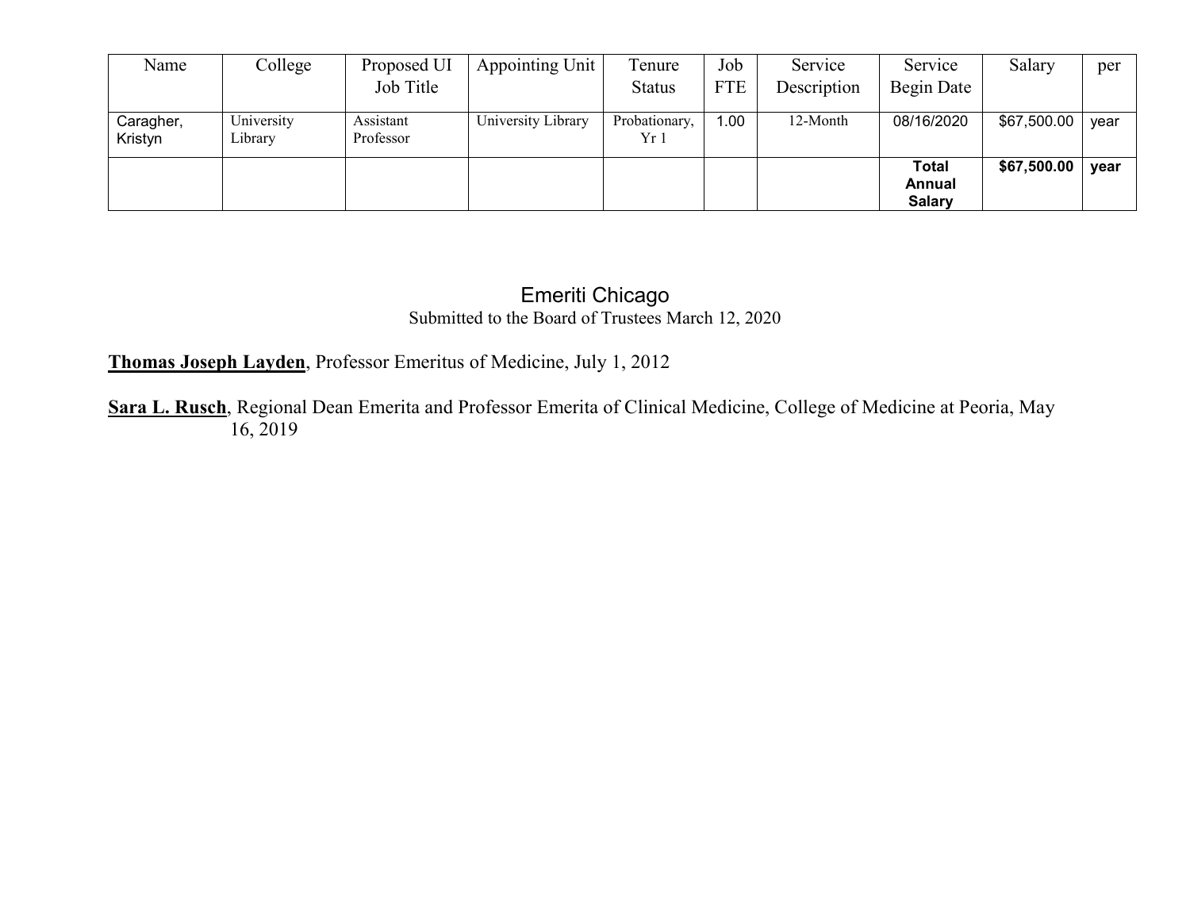| Name | College | Proposed UI Job Title | Appointing Unit | Tenure Status | Job FTE | Service Description | Service Begin Date | Salary | per |
|---|---|---|---|---|---|---|---|---|---|
| Caragher, Kristyn | University Library | Assistant Professor | University Library | Probationary, Yr 1 | 1.00 | 12-Month | 08/16/2020 | $67,500.00 | year |
| | | | | | | | **Total Annual Salary** | **$67,500.00** | **year** |

## Emeriti Chicago

Submitted to the Board of Trustees March 12, 2020

**Thomas Joseph Layden**, Professor Emeritus of Medicine, July 1, 2012

**Sara L. Rusch**, Regional Dean Emerita and Professor Emerita of Clinical Medicine, College of Medicine at Peoria, May 16, 2019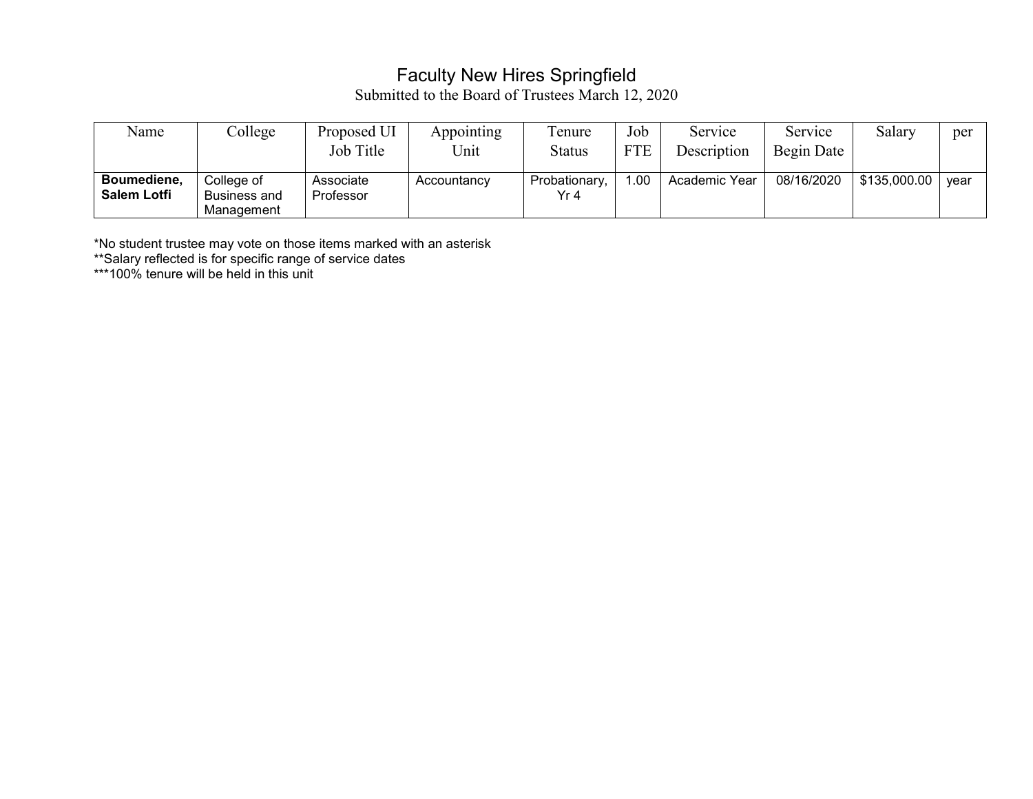# Faculty New Hires Springfield

Submitted to the Board of Trustees March 12, 2020

| Name | College | Proposed UI Job Title | Appointing Unit | Tenure Status | Job FTE | Service Description | Service Begin Date | Salary | per |
|---|---|---|---|---|---|---|---|---|---|
| **Boumediene, Salem Lotfi** | College of Business and Management | Associate Professor | Accountancy | Probationary, Yr 4 | 1.00 | Academic Year | 08/16/2020 | $135,000.00 | year |

*No student trustee may vote on those items marked with an asterisk
**Salary reflected is for specific range of service dates
***100% tenure will be held in this unit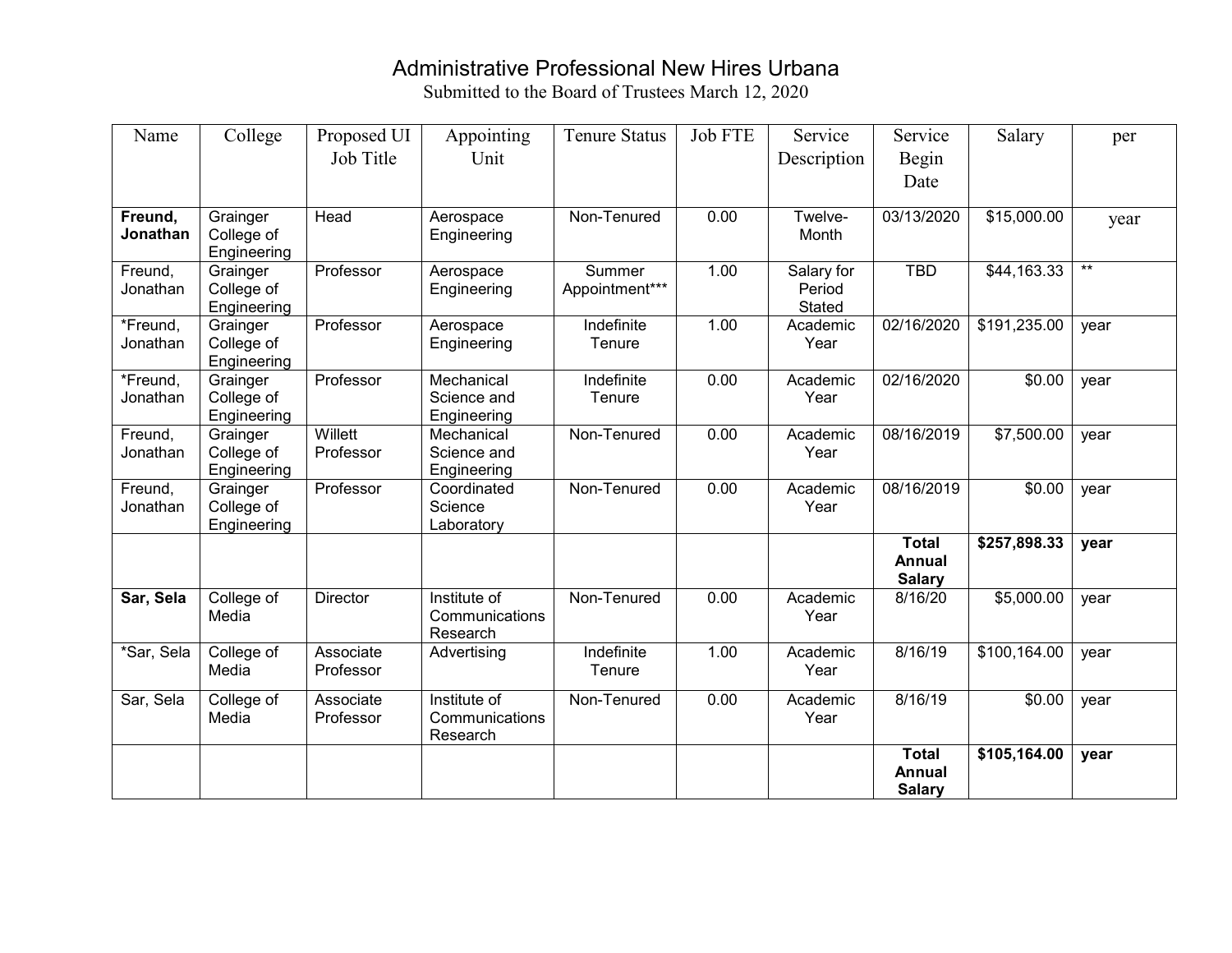# Administrative Professional New Hires Urbana

Submitted to the Board of Trustees March 12, 2020

| Name | College | Proposed UI Job Title | Appointing Unit | Tenure Status | Job FTE | Service Description | Service Begin Date | Salary | per |
|---|---|---|---|---|---|---|---|---|---|
| **Freund, Jonathan** | Grainger College of Engineering | Head | Aerospace Engineering | Non-Tenured | 0.00 | Twelve-Month | 03/13/2020 | $15,000.00 | year |
| Freund, Jonathan | Grainger College of Engineering | Professor | Aerospace Engineering | Summer Appointment*** | 1.00 | Salary for Period Stated | TBD | $44,163.33 | ** |
| *Freund, Jonathan | Grainger College of Engineering | Professor | Aerospace Engineering | Indefinite Tenure | 1.00 | Academic Year | 02/16/2020 | $191,235.00 | year |
| *Freund, Jonathan | Grainger College of Engineering | Professor | Mechanical Science and Engineering | Indefinite Tenure | 0.00 | Academic Year | 02/16/2020 | $0.00 | year |
| Freund, Jonathan | Grainger College of Engineering | Willett Professor | Mechanical Science and Engineering | Non-Tenured | 0.00 | Academic Year | 08/16/2019 | $7,500.00 | year |
| Freund, Jonathan | Grainger College of Engineering | Professor | Coordinated Science Laboratory | Non-Tenured | 0.00 | Academic Year | 08/16/2019 | $0.00 | year |
| | | | | | | | **Total Annual Salary** | **$257,898.33** | **year** |
| **Sar, Sela** | College of Media | Director | Institute of Communications Research | Non-Tenured | 0.00 | Academic Year | 8/16/20 | $5,000.00 | year |
| *Sar, Sela | College of Media | Associate Professor | Advertising | Indefinite Tenure | 1.00 | Academic Year | 8/16/19 | $100,164.00 | year |
| Sar, Sela | College of Media | Associate Professor | Institute of Communications Research | Non-Tenured | 0.00 | Academic Year | 8/16/19 | $0.00 | year |
| | | | | | | | **Total Annual Salary** | **$105,164.00** | **year** |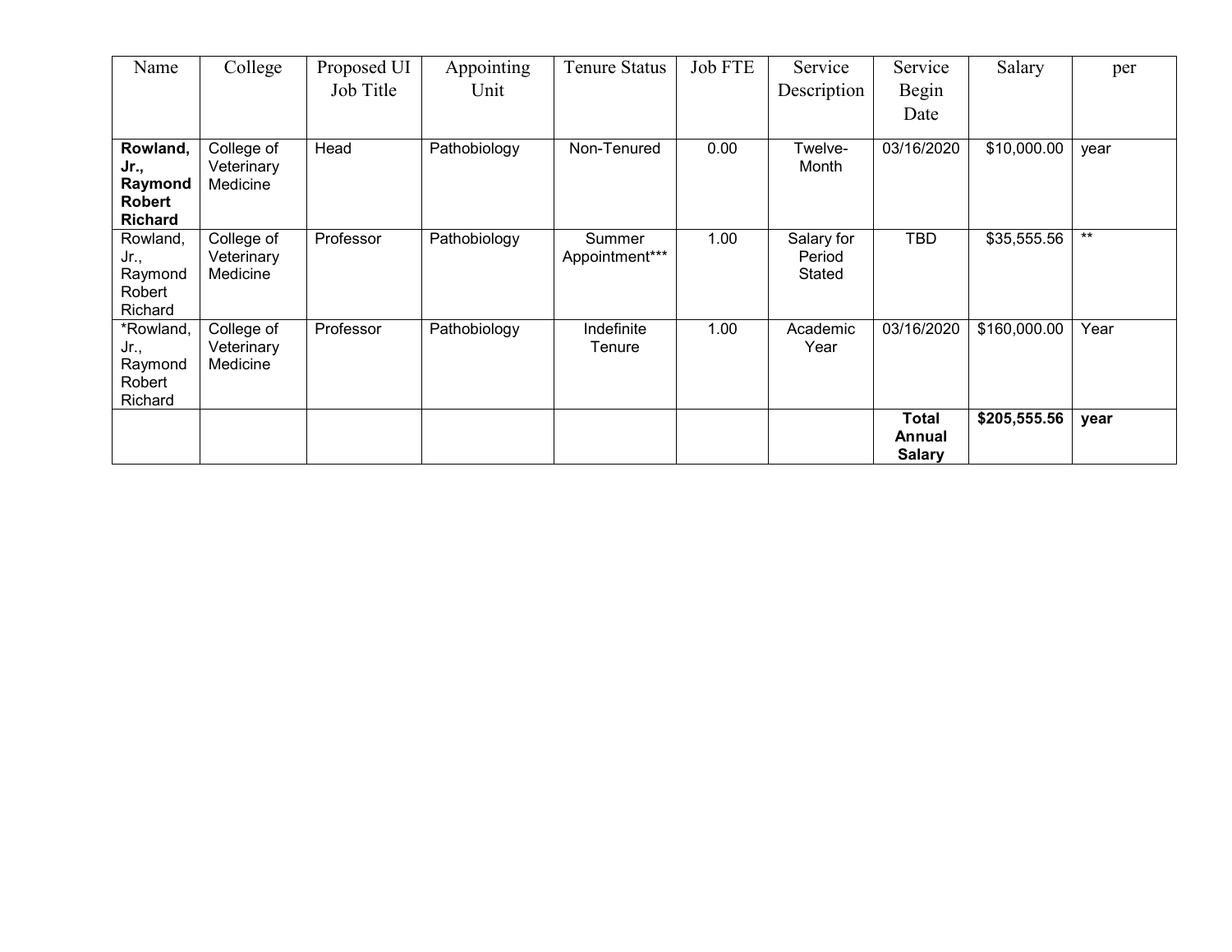| Name | College | Proposed UI Job Title | Appointing Unit | Tenure Status | Job FTE | Service Description | Service Begin Date | Salary | per |
|---|---|---|---|---|---|---|---|---|---|
| **Rowland, Jr., Raymond Robert Richard** | College of Veterinary Medicine | Head | Pathobiology | Non-Tenured | 0.00 | Twelve-Month | 03/16/2020 | $10,000.00 | year |
| Rowland, Jr., Raymond Robert Richard | College of Veterinary Medicine | Professor | Pathobiology | Summer Appointment*** | 1.00 | Salary for Period Stated | TBD | $35,555.56 | ** |
| *Rowland, Jr., Raymond Robert Richard | College of Veterinary Medicine | Professor | Pathobiology | Indefinite Tenure | 1.00 | Academic Year | 03/16/2020 | $160,000.00 | Year |
| | | | | | | | **Total Annual Salary** | **$205,555.56** | **year** |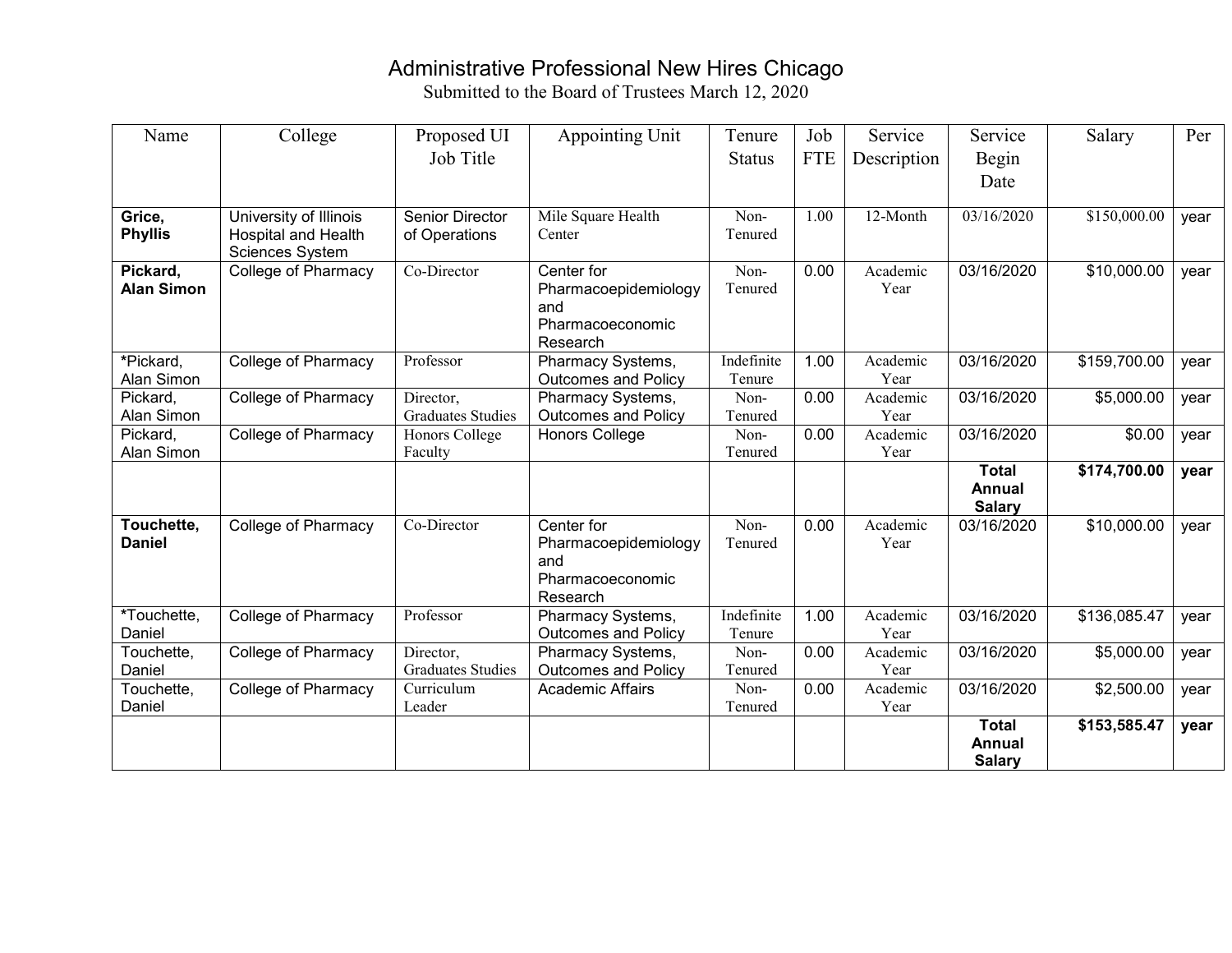# Administrative Professional New Hires Chicago

Submitted to the Board of Trustees March 12, 2020

| Name | College | Proposed UI Job Title | Appointing Unit | Tenure Status | Job FTE | Service Description | Service Begin Date | Salary | Per |
|---|---|---|---|---|---|---|---|---|---|
| **Grice, Phyllis** | University of Illinois Hospital and Health Sciences System | Senior Director of Operations | Mile Square Health Center | Non-Tenured | 1.00 | 12-Month | 03/16/2020 | $150,000.00 | year |
| **Pickard, Alan Simon** | College of Pharmacy | Co-Director | Center for Pharmacoepidemiology and Pharmacoeconomic Research | Non-Tenured | 0.00 | Academic Year | 03/16/2020 | $10,000.00 | year |
| *Pickard, Alan Simon | College of Pharmacy | Professor | Pharmacy Systems, Outcomes and Policy | Indefinite Tenure | 1.00 | Academic Year | 03/16/2020 | $159,700.00 | year |
| Pickard, Alan Simon | College of Pharmacy | Director, Graduates Studies | Pharmacy Systems, Outcomes and Policy | Non-Tenured | 0.00 | Academic Year | 03/16/2020 | $5,000.00 | year |
| Pickard, Alan Simon | College of Pharmacy | Honors College Faculty | Honors College | Non-Tenured | 0.00 | Academic Year | 03/16/2020 | $0.00 | year |
| | | | | | | | **Total Annual Salary** | **$174,700.00** | **year** |
| **Touchette, Daniel** | College of Pharmacy | Co-Director | Center for Pharmacoepidemiology and Pharmacoeconomic Research | Non-Tenured | 0.00 | Academic Year | 03/16/2020 | $10,000.00 | year |
| *Touchette, Daniel | College of Pharmacy | Professor | Pharmacy Systems, Outcomes and Policy | Indefinite Tenure | 1.00 | Academic Year | 03/16/2020 | $136,085.47 | year |
| Touchette, Daniel | College of Pharmacy | Director, Graduates Studies | Pharmacy Systems, Outcomes and Policy | Non-Tenured | 0.00 | Academic Year | 03/16/2020 | $5,000.00 | year |
| Touchette, Daniel | College of Pharmacy | Curriculum Leader | Academic Affairs | Non-Tenured | 0.00 | Academic Year | 03/16/2020 | $2,500.00 | year |
| | | | | | | | **Total Annual Salary** | **$153,585.47** | **year** |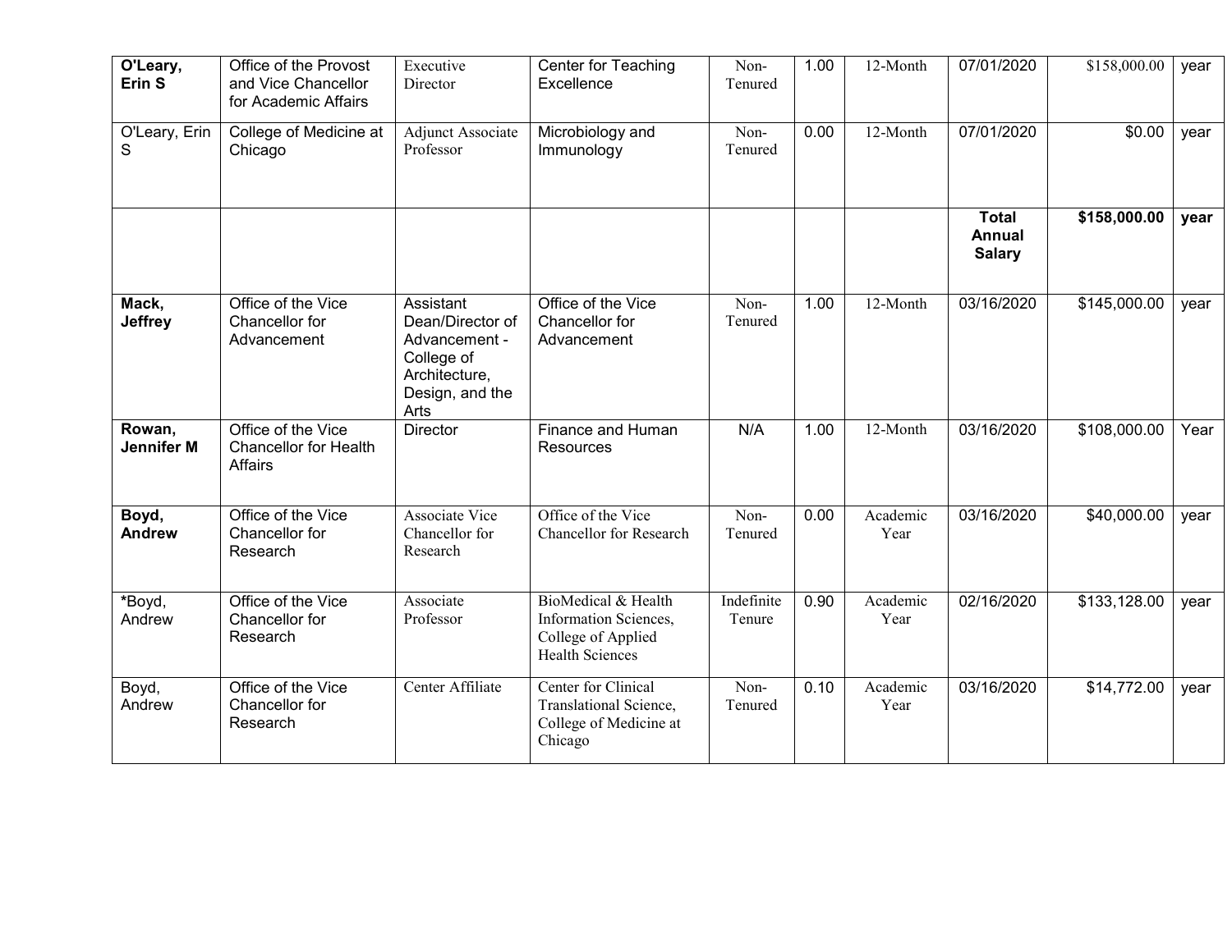| | | | | | | | | | |
|---|---|---|---|---|---|---|---|---|---|
| **O'Leary, Erin S** | Office of the Provost and Vice Chancellor for Academic Affairs | Executive Director | Center for Teaching Excellence | Non-Tenured | 1.00 | 12-Month | 07/01/2020 | $158,000.00 | year |
| O'Leary, Erin S | College of Medicine at Chicago | Adjunct Associate Professor | Microbiology and Immunology | Non-Tenured | 0.00 | 12-Month | 07/01/2020 | $0.00 | year |
| | | | | | | | **Total Annual Salary** | **$158,000.00** | **year** |
| **Mack, Jeffrey** | Office of the Vice Chancellor for Advancement | Assistant Dean/Director of Advancement - College of Architecture, Design, and the Arts | Office of the Vice Chancellor for Advancement | Non-Tenured | 1.00 | 12-Month | 03/16/2020 | $145,000.00 | year |
| **Rowan, Jennifer M** | Office of the Vice Chancellor for Health Affairs | Director | Finance and Human Resources | N/A | 1.00 | 12-Month | 03/16/2020 | $108,000.00 | Year |
| **Boyd, Andrew** | Office of the Vice Chancellor for Research | Associate Vice Chancellor for Research | Office of the Vice Chancellor for Research | Non-Tenured | 0.00 | Academic Year | 03/16/2020 | $40,000.00 | year |
| *Boyd, Andrew | Office of the Vice Chancellor for Research | Associate Professor | BioMedical & Health Information Sciences, College of Applied Health Sciences | Indefinite Tenure | 0.90 | Academic Year | 02/16/2020 | $133,128.00 | year |
| Boyd, Andrew | Office of the Vice Chancellor for Research | Center Affiliate | Center for Clinical Translational Science, College of Medicine at Chicago | Non-Tenured | 0.10 | Academic Year | 03/16/2020 | $14,772.00 | year |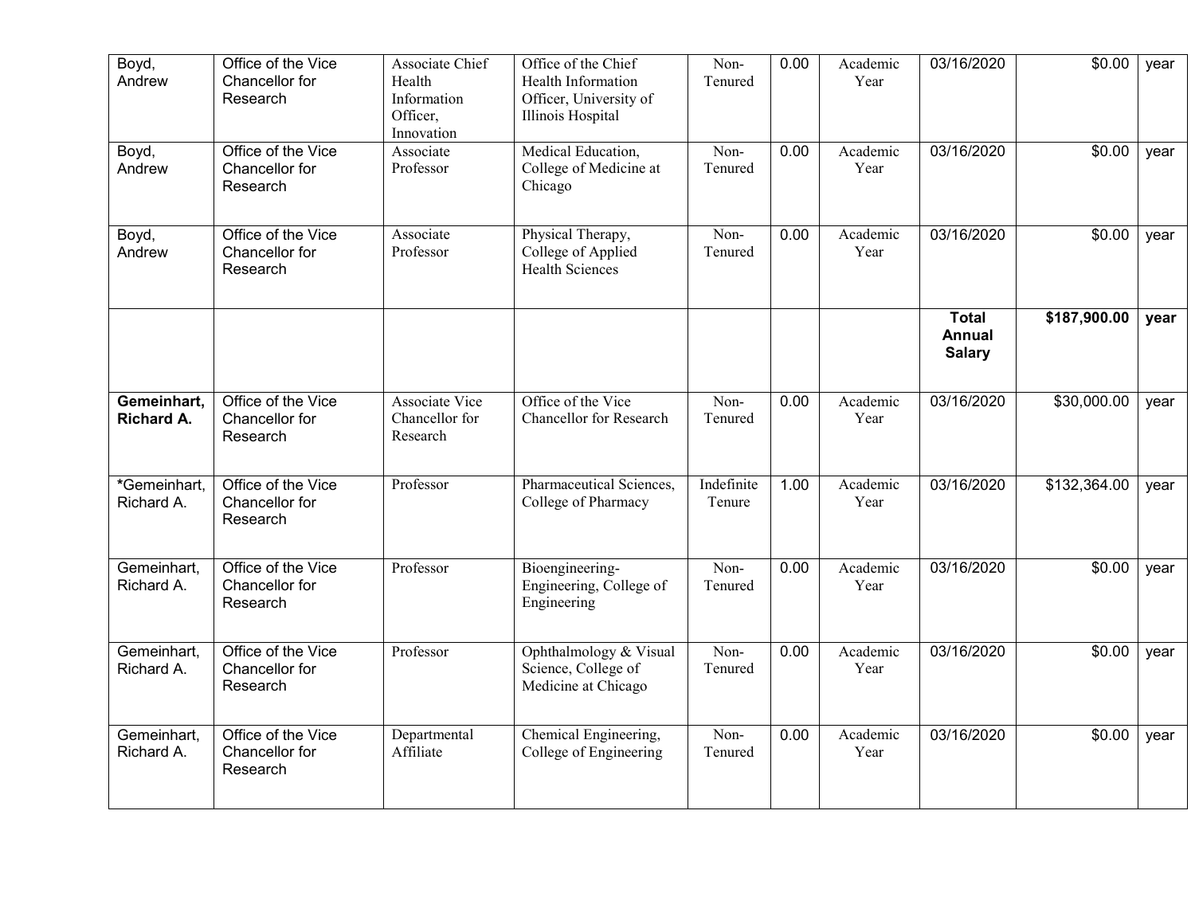| | | | | | | | | | |
|---|---|---|---|---|---|---|---|---|---|
| Boyd, Andrew | Office of the Vice Chancellor for Research | Associate Chief Health Information Officer, Innovation | Office of the Chief Health Information Officer, University of Illinois Hospital | Non-Tenured | 0.00 | Academic Year | 03/16/2020 | $0.00 | year |
| Boyd, Andrew | Office of the Vice Chancellor for Research | Associate Professor | Medical Education, College of Medicine at Chicago | Non-Tenured | 0.00 | Academic Year | 03/16/2020 | $0.00 | year |
| Boyd, Andrew | Office of the Vice Chancellor for Research | Associate Professor | Physical Therapy, College of Applied Health Sciences | Non-Tenured | 0.00 | Academic Year | 03/16/2020 | $0.00 | year |
| | | | | | | | **Total Annual Salary** | **$187,900.00** | **year** |
| **Gemeinhart, Richard A.** | Office of the Vice Chancellor for Research | Associate Vice Chancellor for Research | Office of the Vice Chancellor for Research | Non-Tenured | 0.00 | Academic Year | 03/16/2020 | $30,000.00 | year |
| *Gemeinhart, Richard A. | Office of the Vice Chancellor for Research | Professor | Pharmaceutical Sciences, College of Pharmacy | Indefinite Tenure | 1.00 | Academic Year | 03/16/2020 | $132,364.00 | year |
| Gemeinhart, Richard A. | Office of the Vice Chancellor for Research | Professor | Bioengineering-Engineering, College of Engineering | Non-Tenured | 0.00 | Academic Year | 03/16/2020 | $0.00 | year |
| Gemeinhart, Richard A. | Office of the Vice Chancellor for Research | Professor | Ophthalmology & Visual Science, College of Medicine at Chicago | Non-Tenured | 0.00 | Academic Year | 03/16/2020 | $0.00 | year |
| Gemeinhart, Richard A. | Office of the Vice Chancellor for Research | Departmental Affiliate | Chemical Engineering, College of Engineering | Non-Tenured | 0.00 | Academic Year | 03/16/2020 | $0.00 | year |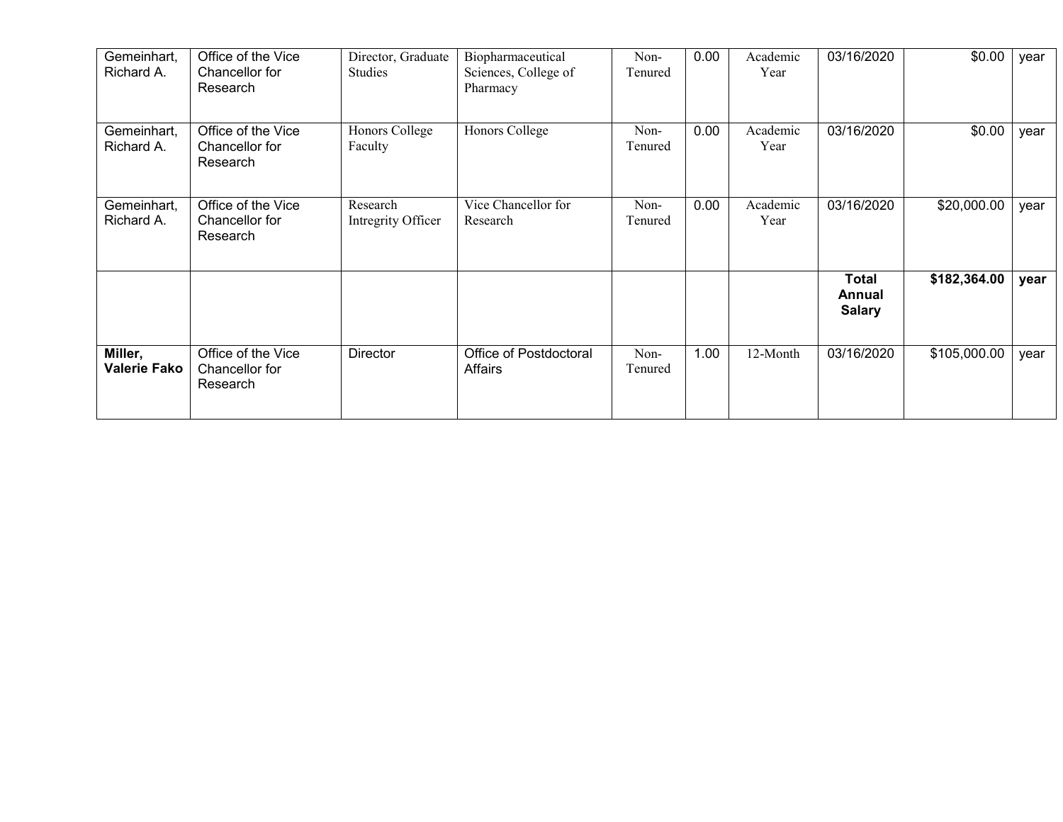| Gemeinhart, Richard A. | Office of the Vice Chancellor for Research | Director, Graduate Studies | Biopharmaceutical Sciences, College of Pharmacy | Non-Tenured | 0.00 | Academic Year | 03/16/2020 | $0.00 | year |
|---|---|---|---|---|---|---|---|---|---|
| Gemeinhart, Richard A. | Office of the Vice Chancellor for Research | Honors College Faculty | Honors College | Non-Tenured | 0.00 | Academic Year | 03/16/2020 | $0.00 | year |
| Gemeinhart, Richard A. | Office of the Vice Chancellor for Research | Research Intregrity Officer | Vice Chancellor for Research | Non-Tenured | 0.00 | Academic Year | 03/16/2020 | $20,000.00 | year |
| | | | | | | | **Total Annual Salary** | **$182,364.00** | **year** |
| **Miller, Valerie Fako** | Office of the Vice Chancellor for Research | Director | Office of Postdoctoral Affairs | Non-Tenured | 1.00 | 12-Month | 03/16/2020 | $105,000.00 | year |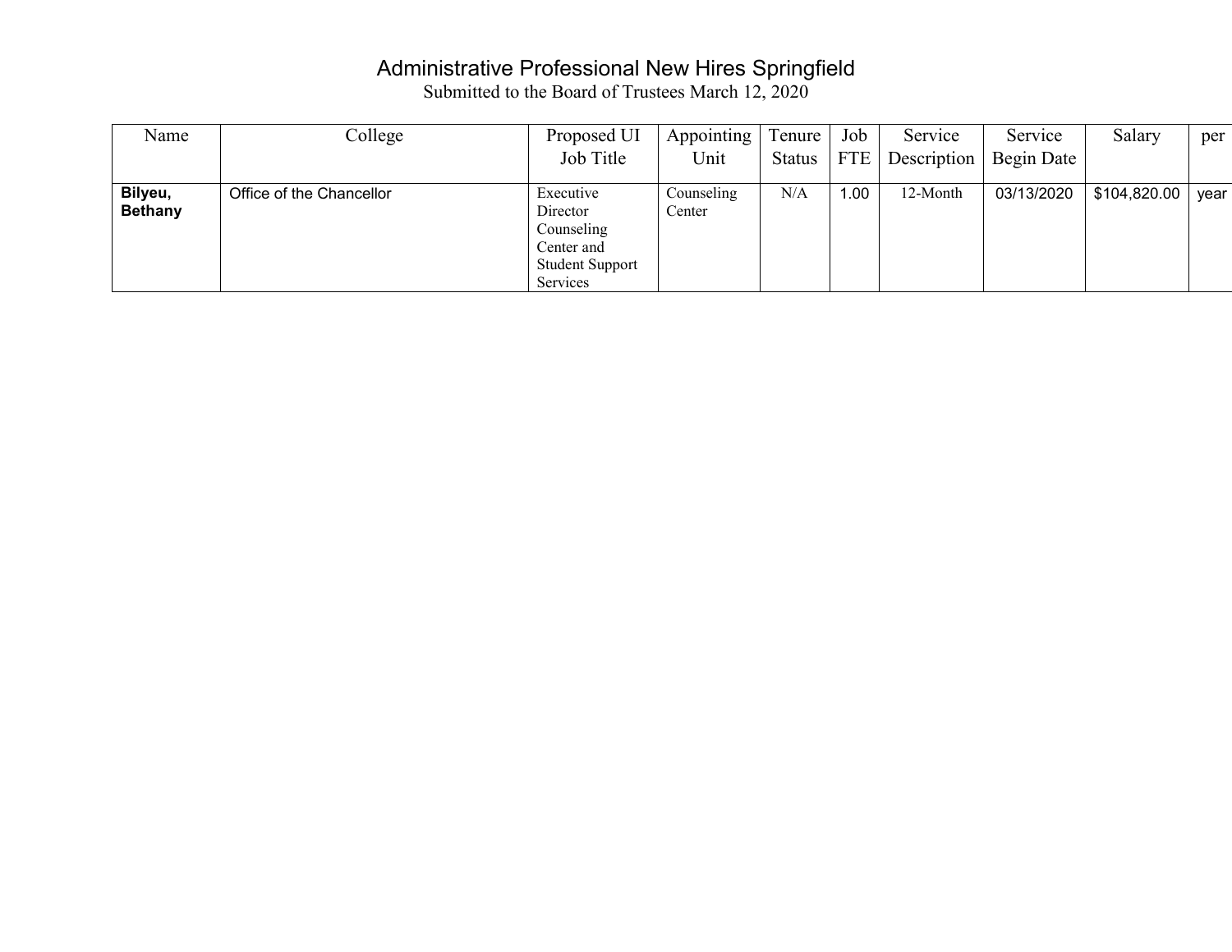# Administrative Professional New Hires Springfield

Submitted to the Board of Trustees March 12, 2020

| Name | College | Proposed UI Job Title | Appointing Unit | Tenure Status | Job FTE | Service Description | Service Begin Date | Salary | per |
|---|---|---|---|---|---|---|---|---|---|
| **Bilyeu, Bethany** | Office of the Chancellor | Executive Director Counseling Center and Student Support Services | Counseling Center | N/A | 1.00 | 12-Month | 03/13/2020 | $104,820.00 | year |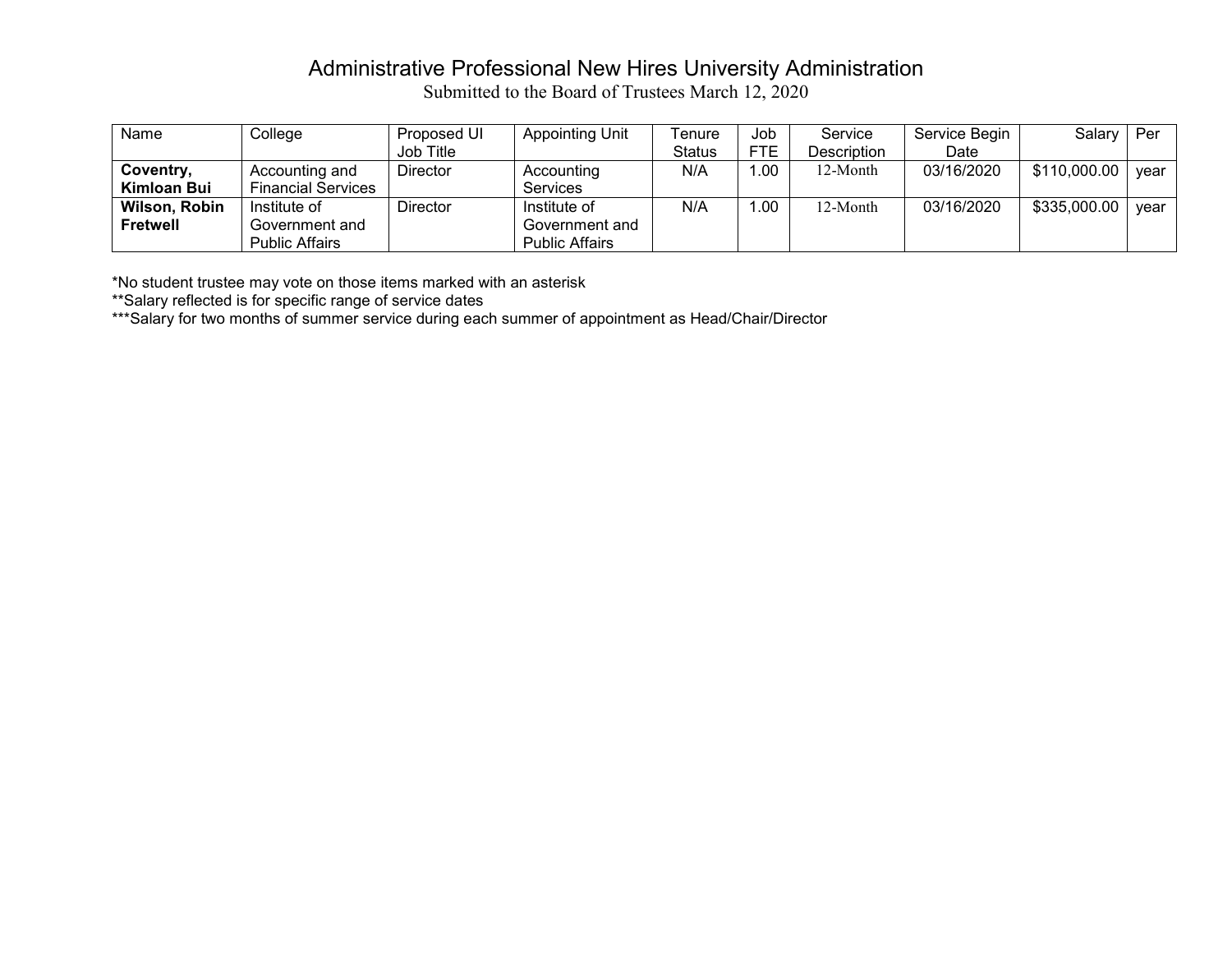# Administrative Professional New Hires University Administration

Submitted to the Board of Trustees March 12, 2020

| Name | College | Proposed UI Job Title | Appointing Unit | Tenure Status | Job FTE | Service Description | Service Begin Date | Salary | Per |
|---|---|---|---|---|---|---|---|---|---|
| **Coventry, Kimloan Bui** | Accounting and Financial Services | Director | Accounting Services | N/A | 1.00 | 12-Month | 03/16/2020 | $110,000.00 | year |
| **Wilson, Robin Fretwell** | Institute of Government and Public Affairs | Director | Institute of Government and Public Affairs | N/A | 1.00 | 12-Month | 03/16/2020 | $335,000.00 | year |

*No student trustee may vote on those items marked with an asterisk

**Salary reflected is for specific range of service dates

***Salary for two months of summer service during each summer of appointment as Head/Chair/Director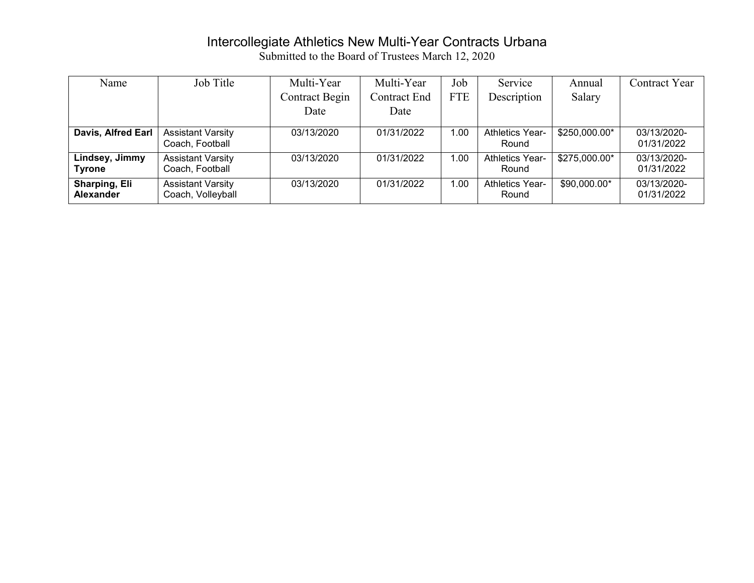# Intercollegiate Athletics New Multi-Year Contracts Urbana

Submitted to the Board of Trustees March 12, 2020

| Name | Job Title | Multi-Year Contract Begin Date | Multi-Year Contract End Date | Job FTE | Service Description | Annual Salary | Contract Year |
|---|---|---|---|---|---|---|---|
| **Davis, Alfred Earl** | Assistant Varsity Coach, Football | 03/13/2020 | 01/31/2022 | 1.00 | Athletics Year-Round | $250,000.00* | 03/13/2020-01/31/2022 |
| **Lindsey, Jimmy Tyrone** | Assistant Varsity Coach, Football | 03/13/2020 | 01/31/2022 | 1.00 | Athletics Year-Round | $275,000.00* | 03/13/2020-01/31/2022 |
| **Sharping, Eli Alexander** | Assistant Varsity Coach, Volleyball | 03/13/2020 | 01/31/2022 | 1.00 | Athletics Year-Round | $90,000.00* | 03/13/2020-01/31/2022 |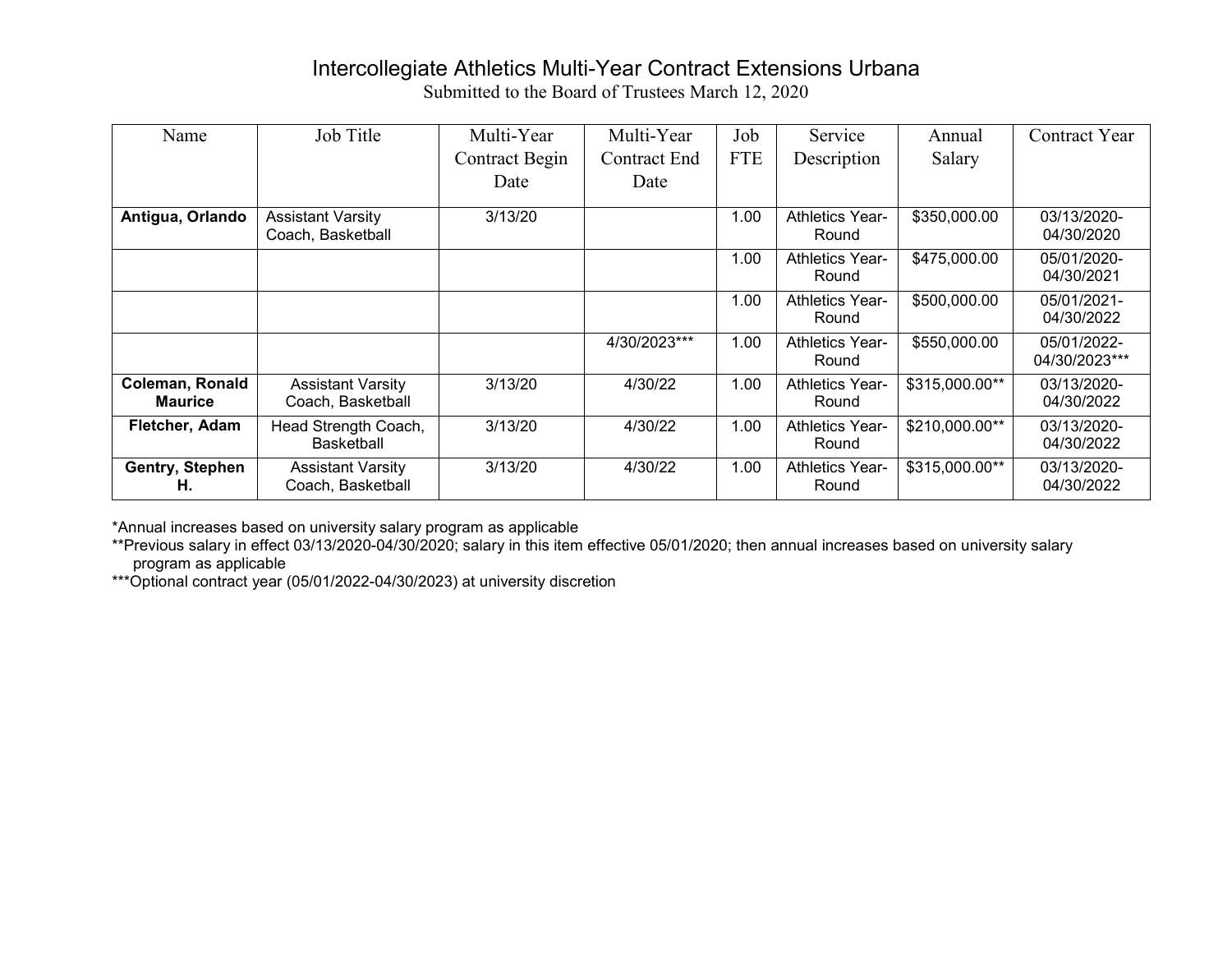# Intercollegiate Athletics Multi-Year Contract Extensions Urbana

Submitted to the Board of Trustees March 12, 2020

| Name | Job Title | Multi-Year Contract Begin Date | Multi-Year Contract End Date | Job FTE | Service Description | Annual Salary | Contract Year |
|---|---|---|---|---|---|---|---|
| **Antigua, Orlando** | Assistant Varsity Coach, Basketball | 3/13/20 | | 1.00 | Athletics Year-Round | $350,000.00 | 03/13/2020-04/30/2020 |
| | | | | 1.00 | Athletics Year-Round | $475,000.00 | 05/01/2020-04/30/2021 |
| | | | | 1.00 | Athletics Year-Round | $500,000.00 | 05/01/2021-04/30/2022 |
| | | | 4/30/2023*** | 1.00 | Athletics Year-Round | $550,000.00 | 05/01/2022-04/30/2023*** |
| **Coleman, Ronald Maurice** | Assistant Varsity Coach, Basketball | 3/13/20 | 4/30/22 | 1.00 | Athletics Year-Round | $315,000.00** | 03/13/2020-04/30/2022 |
| **Fletcher, Adam** | Head Strength Coach, Basketball | 3/13/20 | 4/30/22 | 1.00 | Athletics Year-Round | $210,000.00** | 03/13/2020-04/30/2022 |
| **Gentry, Stephen H.** | Assistant Varsity Coach, Basketball | 3/13/20 | 4/30/22 | 1.00 | Athletics Year-Round | $315,000.00** | 03/13/2020-04/30/2022 |

*Annual increases based on university salary program as applicable

**Previous salary in effect 03/13/2020-04/30/2020; salary in this item effective 05/01/2020; then annual increases based on university salary program as applicable

***Optional contract year (05/01/2022-04/30/2023) at university discretion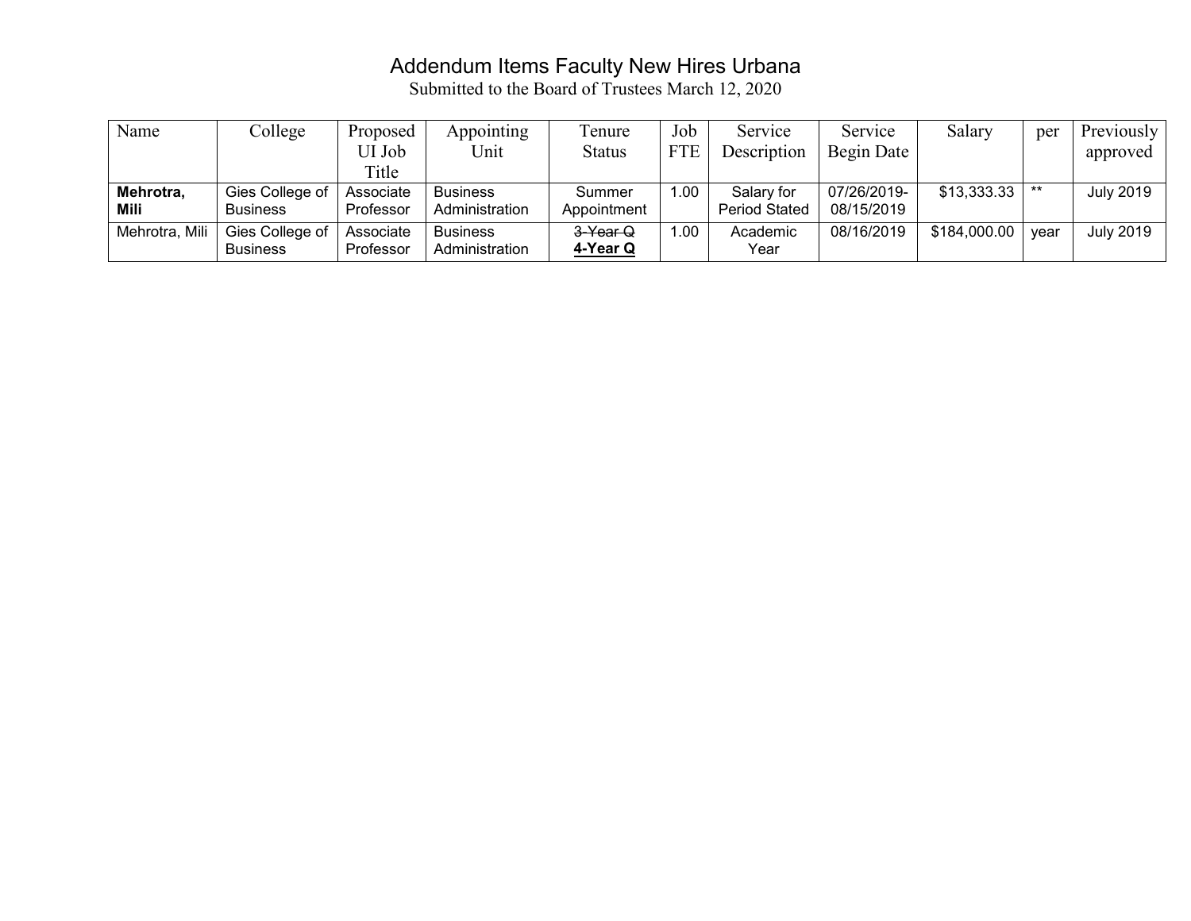# Addendum Items Faculty New Hires Urbana

Submitted to the Board of Trustees March 12, 2020

| Name | College | Proposed UI Job Title | Appointing Unit | Tenure Status | Job FTE | Service Description | Service Begin Date | Salary | per | Previously approved |
|---|---|---|---|---|---|---|---|---|---|---|
| **Mehrotra, Mili** | Gies College of Business | Associate Professor | Business Administration | Summer Appointment | 1.00 | Salary for Period Stated | 07/26/2019-08/15/2019 | $13,333.33 | ** | July 2019 |
| Mehrotra, Mili | Gies College of Business | Associate Professor | Business Administration | ~~3-Year Q~~ **4-Year Q** | 1.00 | Academic Year | 08/16/2019 | $184,000.00 | year | July 2019 |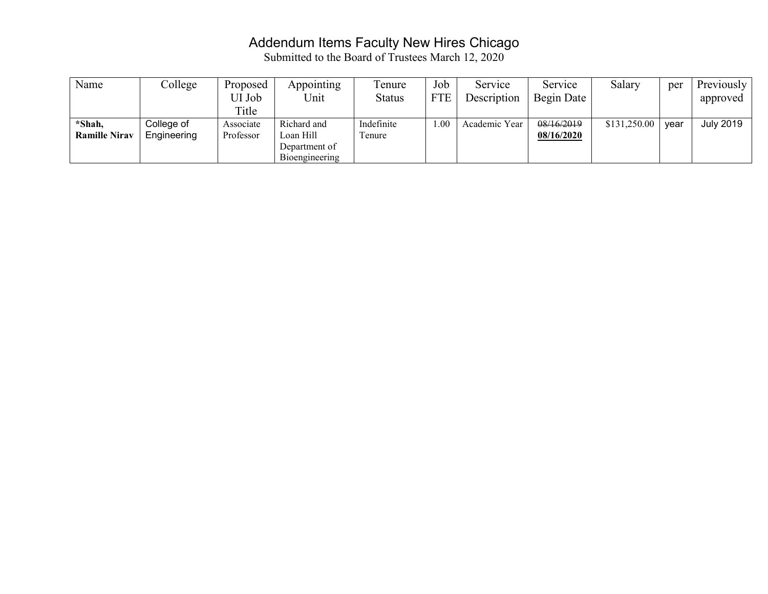# Addendum Items Faculty New Hires Chicago

Submitted to the Board of Trustees March 12, 2020

| Name | College | Proposed UI Job Title | Appointing Unit | Tenure Status | Job FTE | Service Description | Service Begin Date | Salary | per | Previously approved |
|---|---|---|---|---|---|---|---|---|---|---|
| ***Shah, Ramille Nirav** | College of Engineering | Associate Professor | Richard and Loan Hill Department of Bioengineering | Indefinite Tenure | 1.00 | Academic Year | ~~08/16/2019~~ **08/16/2020** | $131,250.00 | year | July 2019 |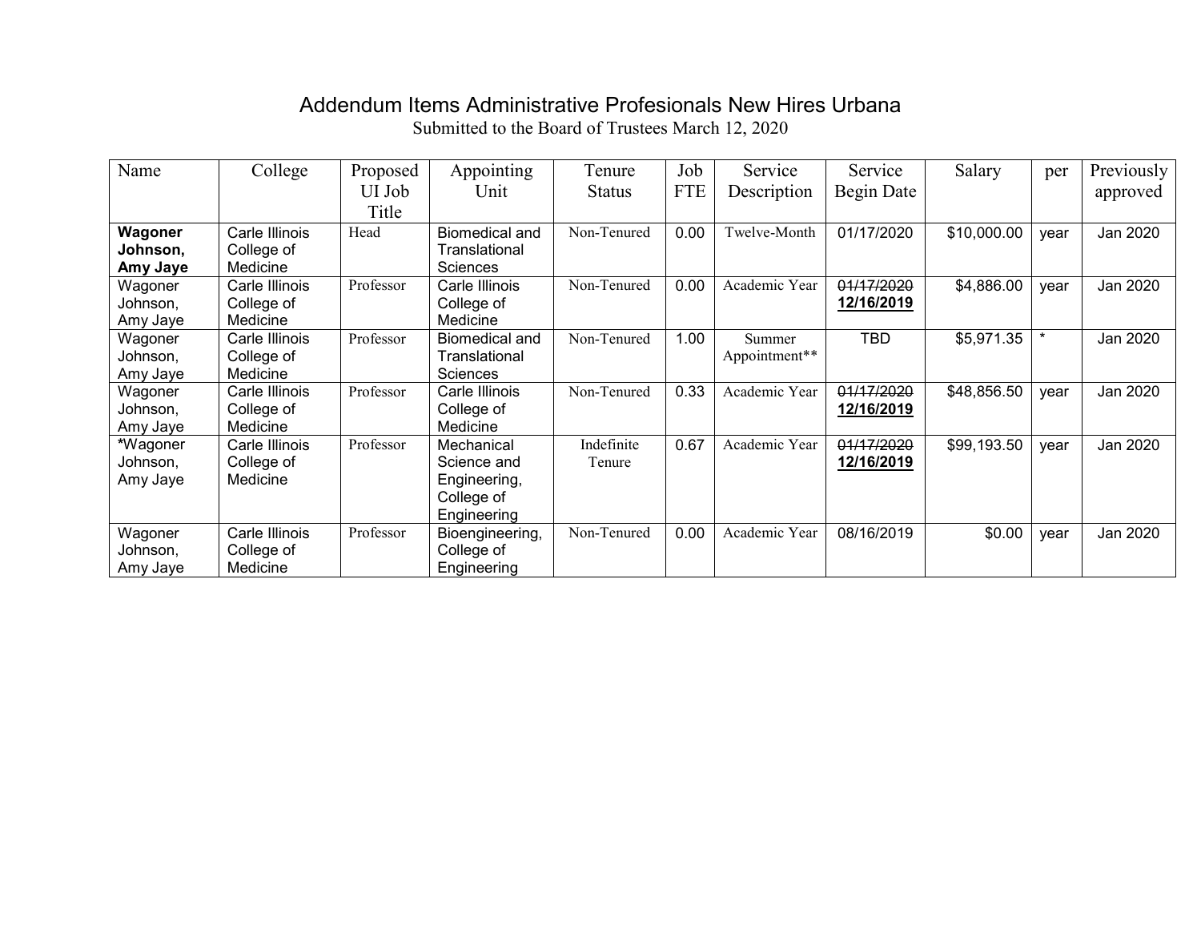# Addendum Items Administrative Profesionals New Hires Urbana

Submitted to the Board of Trustees March 12, 2020

| Name | College | Proposed UI Job Title | Appointing Unit | Tenure Status | Job FTE | Service Description | Service Begin Date | Salary | per | Previously approved |
|---|---|---|---|---|---|---|---|---|---|---|
| **Wagoner Johnson, Amy Jaye** | Carle Illinois College of Medicine | Head | Biomedical and Translational Sciences | Non-Tenured | 0.00 | Twelve-Month | 01/17/2020 | $10,000.00 | year | Jan 2020 |
| Wagoner Johnson, Amy Jaye | Carle Illinois College of Medicine | Professor | Carle Illinois College of Medicine | Non-Tenured | 0.00 | Academic Year | ~~01/17/2020~~ **12/16/2019** | $4,886.00 | year | Jan 2020 |
| Wagoner Johnson, Amy Jaye | Carle Illinois College of Medicine | Professor | Biomedical and Translational Sciences | Non-Tenured | 1.00 | Summer Appointment** | TBD | $5,971.35 | * | Jan 2020 |
| Wagoner Johnson, Amy Jaye | Carle Illinois College of Medicine | Professor | Carle Illinois College of Medicine | Non-Tenured | 0.33 | Academic Year | ~~01/17/2020~~ **12/16/2019** | $48,856.50 | year | Jan 2020 |
| *Wagoner Johnson, Amy Jaye | Carle Illinois College of Medicine | Professor | Mechanical Science and Engineering, College of Engineering | Indefinite Tenure | 0.67 | Academic Year | ~~01/17/2020~~ **12/16/2019** | $99,193.50 | year | Jan 2020 |
| Wagoner Johnson, Amy Jaye | Carle Illinois College of Medicine | Professor | Bioengineering, College of Engineering | Non-Tenured | 0.00 | Academic Year | 08/16/2019 | $0.00 | year | Jan 2020 |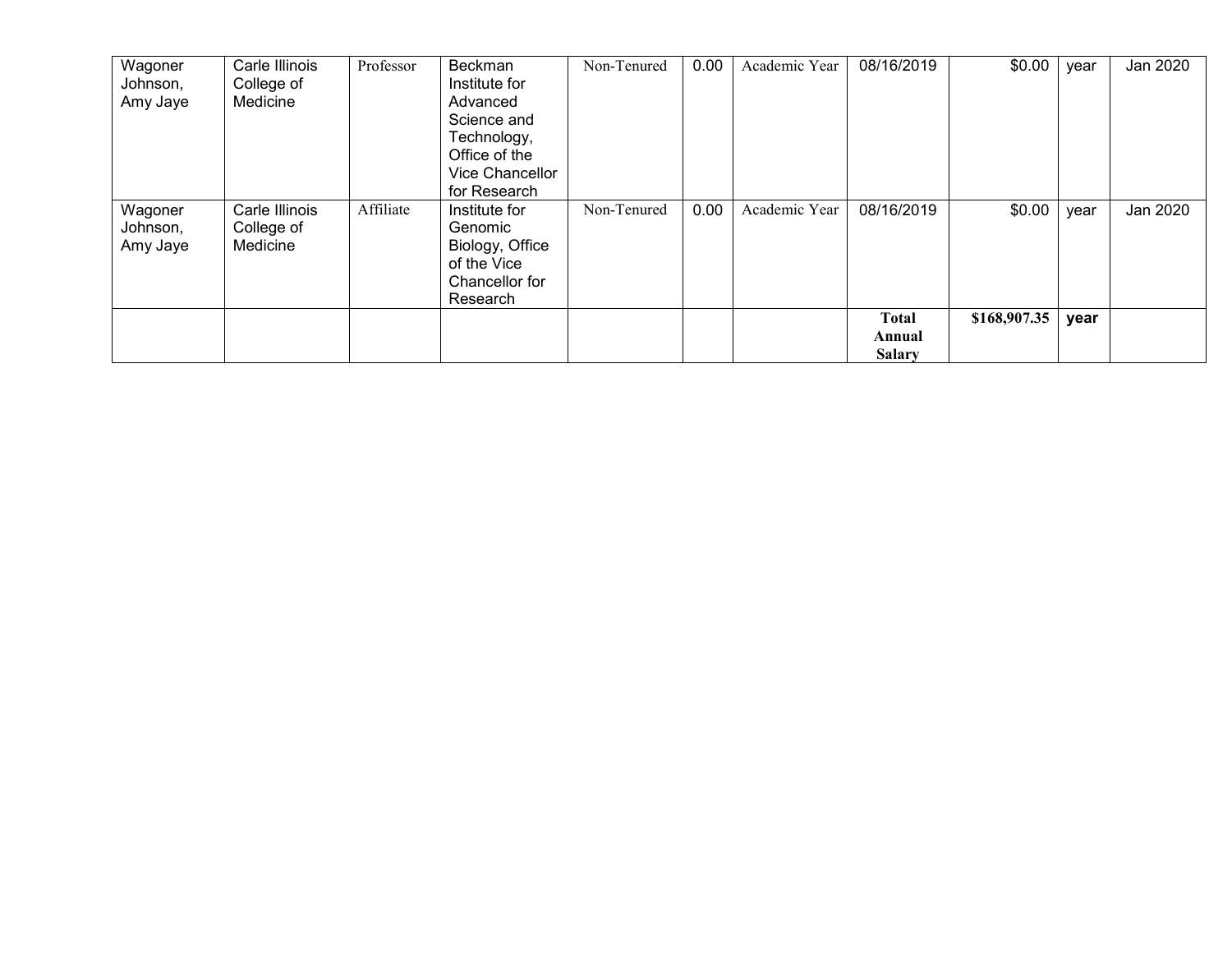| | | | | | | | | | | |
|---|---|---|---|---|---|---|---|---|---|---|
| Wagoner Johnson, Amy Jaye | Carle Illinois College of Medicine | Professor | Beckman Institute for Advanced Science and Technology, Office of the Vice Chancellor for Research | Non-Tenured | 0.00 | Academic Year | 08/16/2019 | $0.00 | year | Jan 2020 |
| Wagoner Johnson, Amy Jaye | Carle Illinois College of Medicine | Affiliate | Institute for Genomic Biology, Office of the Vice Chancellor for Research | Non-Tenured | 0.00 | Academic Year | 08/16/2019 | $0.00 | year | Jan 2020 |
| | | | | | | | **Total Annual Salary** | **$168,907.35** | **year** | |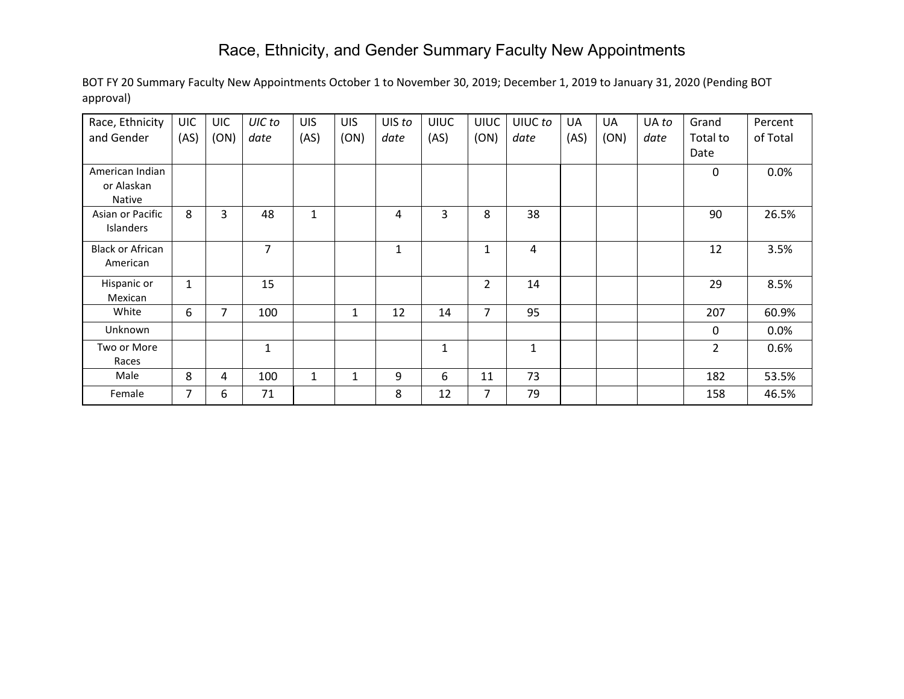# Race, Ethnicity, and Gender Summary Faculty New Appointments

BOT FY 20 Summary Faculty New Appointments October 1 to November 30, 2019; December 1, 2019 to January 31, 2020 (Pending BOT approval)

| Race, Ethnicity and Gender | UIC (AS) | UIC (ON) | *UIC to date* | UIS (AS) | UIS (ON) | UIS *to date* | UIUC (AS) | UIUC (ON) | UIUC *to date* | UA (AS) | UA (ON) | UA *to date* | Grand Total to Date | Percent of Total |
|---|---|---|---|---|---|---|---|---|---|---|---|---|---|---|
| American Indian or Alaskan Native | | | | | | | | | | | | | 0 | 0.0% |
| Asian or Pacific Islanders | 8 | 3 | 48 | 1 | | 4 | 3 | 8 | 38 | | | | 90 | 26.5% |
| Black or African American | | | 7 | | | 1 | | 1 | 4 | | | | 12 | 3.5% |
| Hispanic or Mexican | 1 | | 15 | | | | | 2 | 14 | | | | 29 | 8.5% |
| White | 6 | 7 | 100 | | 1 | 12 | 14 | 7 | 95 | | | | 207 | 60.9% |
| Unknown | | | | | | | | | | | | | 0 | 0.0% |
| Two or More Races | | | 1 | | | | 1 | | 1 | | | | 2 | 0.6% |
| Male | 8 | 4 | 100 | 1 | 1 | 9 | 6 | 11 | 73 | | | | 182 | 53.5% |
| Female | 7 | 6 | 71 | | | 8 | 12 | 7 | 79 | | | | 158 | 46.5% |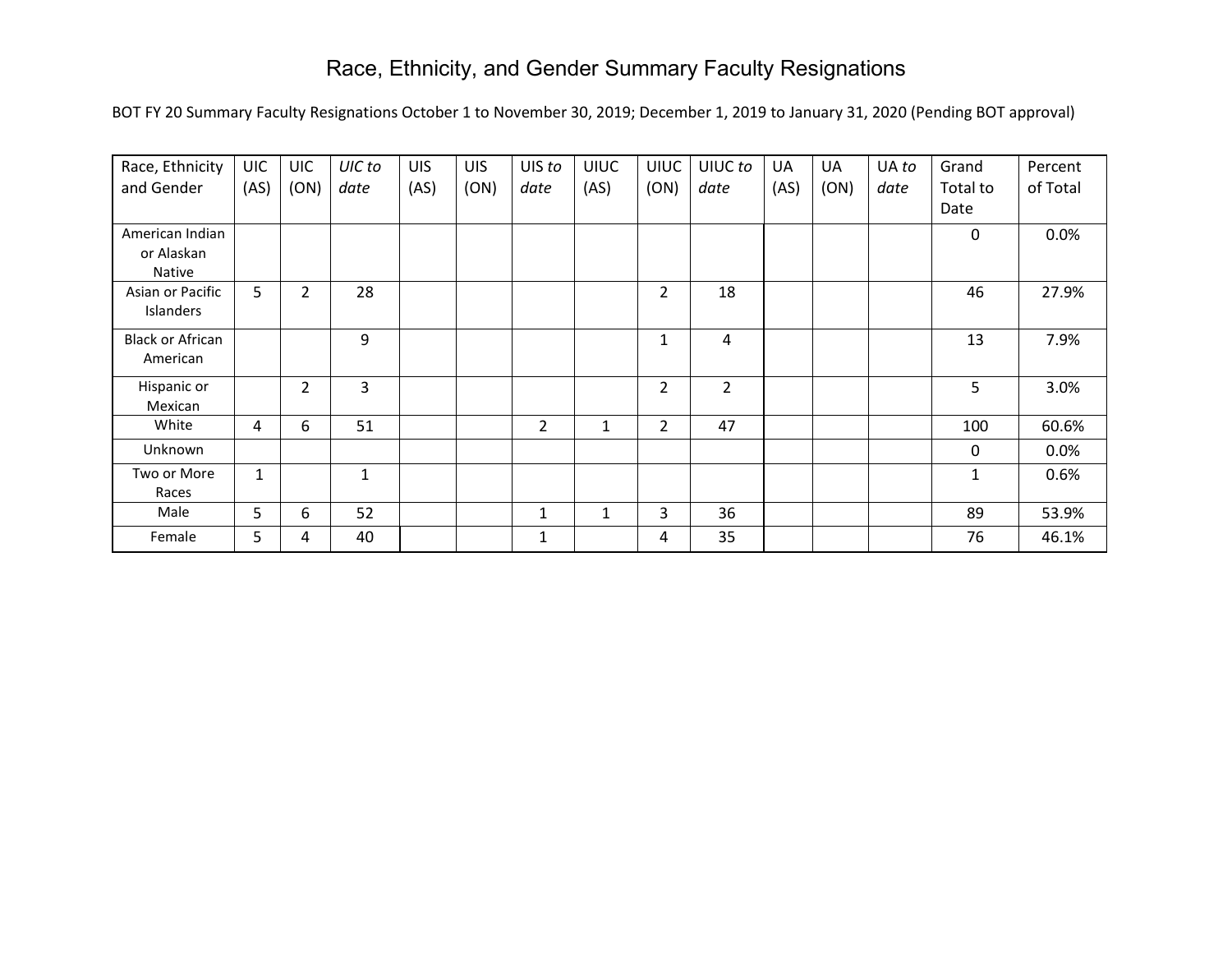# Race, Ethnicity, and Gender Summary Faculty Resignations

BOT FY 20 Summary Faculty Resignations October 1 to November 30, 2019; December 1, 2019 to January 31, 2020 (Pending BOT approval)

| Race, Ethnicity and Gender | UIC (AS) | UIC (ON) | *UIC to date* | UIS (AS) | UIS (ON) | UIS *to date* | UIUC (AS) | UIUC (ON) | UIUC *to date* | UA (AS) | UA (ON) | UA *to date* | Grand Total to Date | Percent of Total |
|---|---|---|---|---|---|---|---|---|---|---|---|---|---|---|
| American Indian or Alaskan Native | | | | | | | | | | | | | 0 | 0.0% |
| Asian or Pacific Islanders | 5 | 2 | 28 | | | | | 2 | 18 | | | | 46 | 27.9% |
| Black or African American | | | 9 | | | | | 1 | 4 | | | | 13 | 7.9% |
| Hispanic or Mexican | | 2 | 3 | | | | | 2 | 2 | | | | 5 | 3.0% |
| White | 4 | 6 | 51 | | | 2 | 1 | 2 | 47 | | | | 100 | 60.6% |
| Unknown | | | | | | | | | | | | | 0 | 0.0% |
| Two or More Races | 1 | | 1 | | | | | | | | | | 1 | 0.6% |
| Male | 5 | 6 | 52 | | | 1 | 1 | 3 | 36 | | | | 89 | 53.9% |
| Female | 5 | 4 | 40 | | | 1 | | 4 | 35 | | | | 76 | 46.1% |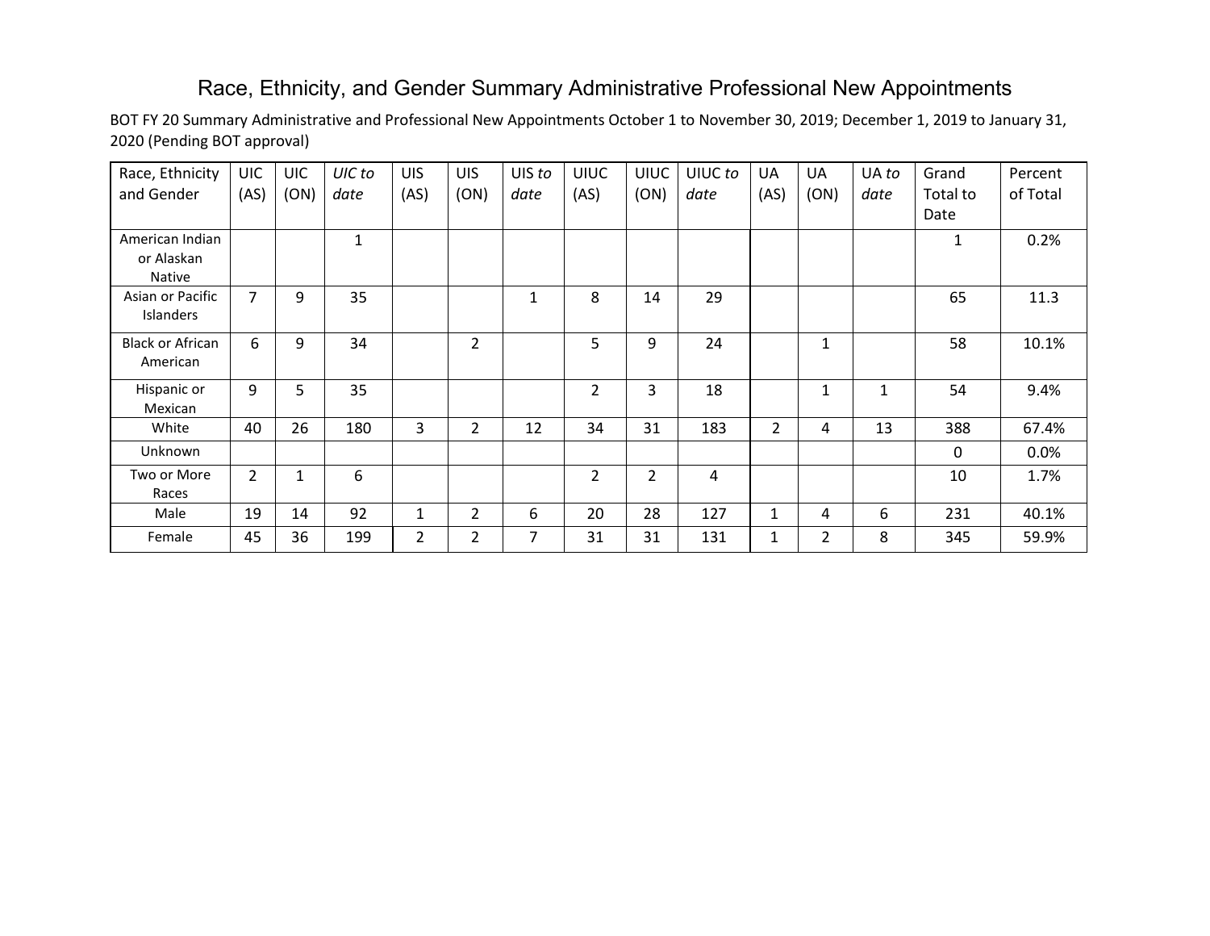# Race, Ethnicity, and Gender Summary Administrative Professional New Appointments

BOT FY 20 Summary Administrative and Professional New Appointments October 1 to November 30, 2019; December 1, 2019 to January 31, 2020 (Pending BOT approval)

| Race, Ethnicity and Gender | UIC (AS) | UIC (ON) | *UIC to date* | UIS (AS) | UIS (ON) | UIS *to date* | UIUC (AS) | UIUC (ON) | UIUC *to date* | UA (AS) | UA (ON) | UA *to date* | Grand Total to Date | Percent of Total |
|---|---|---|---|---|---|---|---|---|---|---|---|---|---|---|
| American Indian or Alaskan Native | | | 1 | | | | | | | | | | 1 | 0.2% |
| Asian or Pacific Islanders | 7 | 9 | 35 | | | 1 | 8 | 14 | 29 | | | | 65 | 11.3 |
| Black or African American | 6 | 9 | 34 | | 2 | | 5 | 9 | 24 | | 1 | | 58 | 10.1% |
| Hispanic or Mexican | 9 | 5 | 35 | | | | 2 | 3 | 18 | | 1 | 1 | 54 | 9.4% |
| White | 40 | 26 | 180 | 3 | 2 | 12 | 34 | 31 | 183 | 2 | 4 | 13 | 388 | 67.4% |
| Unknown | | | | | | | | | | | | | 0 | 0.0% |
| Two or More Races | 2 | 1 | 6 | | | | 2 | 2 | 4 | | | | 10 | 1.7% |
| Male | 19 | 14 | 92 | 1 | 2 | 6 | 20 | 28 | 127 | 1 | 4 | 6 | 231 | 40.1% |
| Female | 45 | 36 | 199 | 2 | 2 | 7 | 31 | 31 | 131 | 1 | 2 | 8 | 345 | 59.9% |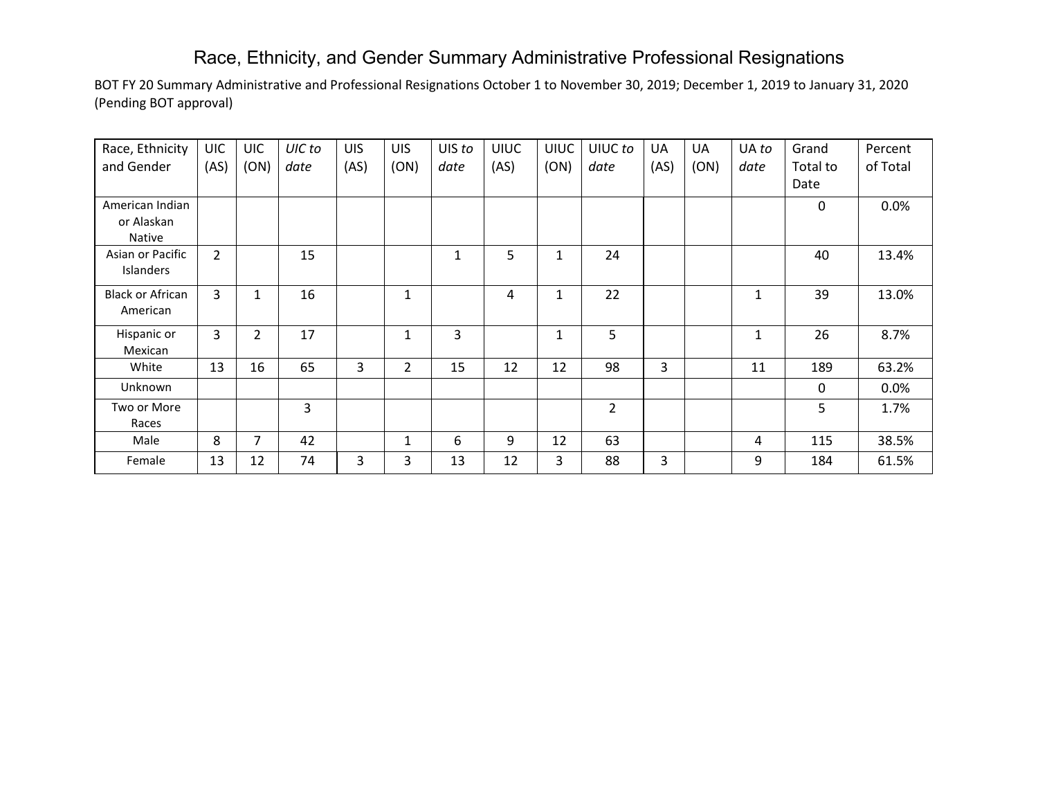# Race, Ethnicity, and Gender Summary Administrative Professional Resignations

BOT FY 20 Summary Administrative and Professional Resignations October 1 to November 30, 2019; December 1, 2019 to January 31, 2020 (Pending BOT approval)

| Race, Ethnicity and Gender | UIC (AS) | UIC (ON) | *UIC to date* | UIS (AS) | UIS (ON) | UIS *to date* | UIUC (AS) | UIUC (ON) | UIUC *to date* | UA (AS) | UA (ON) | UA *to date* | Grand Total to Date | Percent of Total |
|---|---|---|---|---|---|---|---|---|---|---|---|---|---|---|
| American Indian or Alaskan Native | | | | | | | | | | | | | 0 | 0.0% |
| Asian or Pacific Islanders | 2 | | 15 | | | 1 | 5 | 1 | 24 | | | | 40 | 13.4% |
| Black or African American | 3 | 1 | 16 | | 1 | | 4 | 1 | 22 | | | 1 | 39 | 13.0% |
| Hispanic or Mexican | 3 | 2 | 17 | | 1 | 3 | | 1 | 5 | | | 1 | 26 | 8.7% |
| White | 13 | 16 | 65 | 3 | 2 | 15 | 12 | 12 | 98 | 3 | | 11 | 189 | 63.2% |
| Unknown | | | | | | | | | | | | | 0 | 0.0% |
| Two or More Races | | | 3 | | | | | | 2 | | | | 5 | 1.7% |
| Male | 8 | 7 | 42 | | 1 | 6 | 9 | 12 | 63 | | | 4 | 115 | 38.5% |
| Female | 13 | 12 | 74 | 3 | 3 | 13 | 12 | 3 | 88 | 3 | | 9 | 184 | 61.5% |